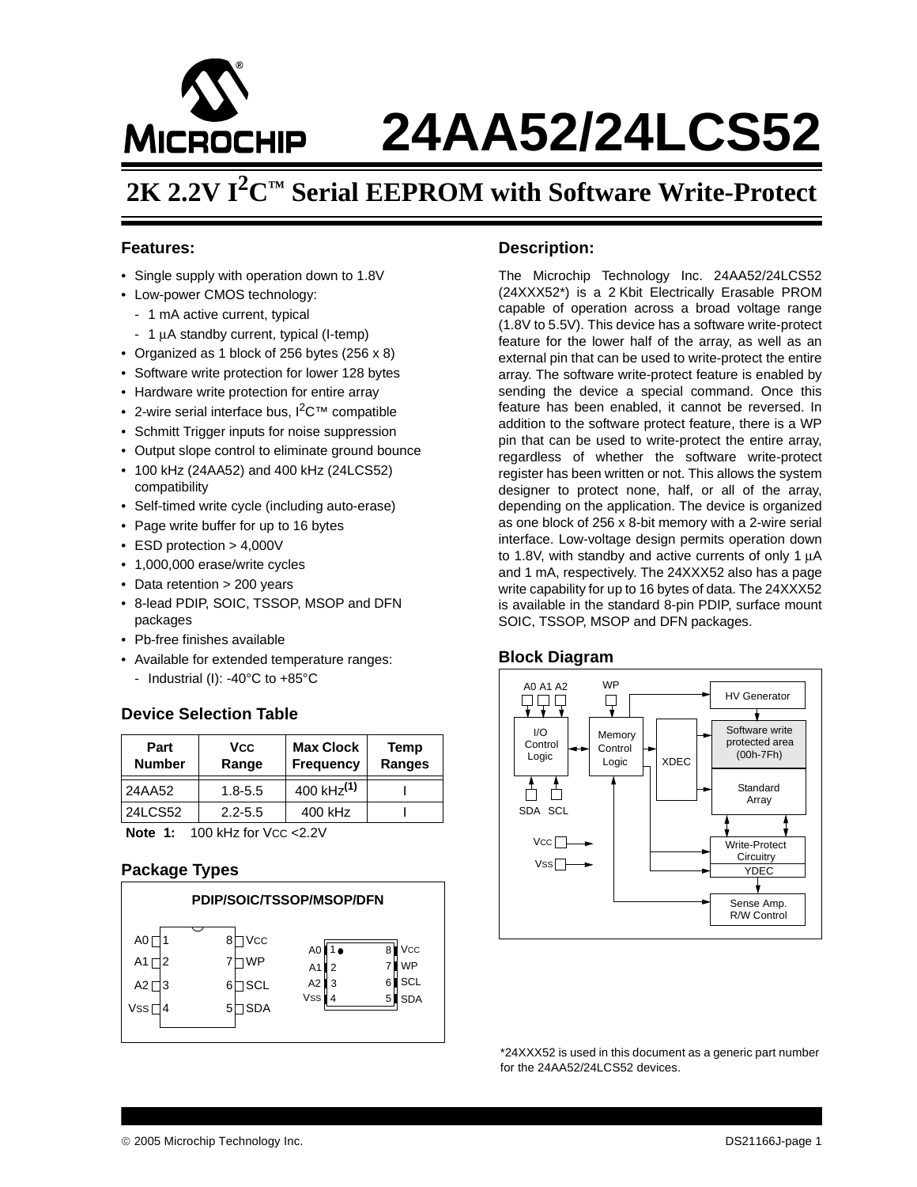# 24AA52/24LCS52

## 2K 2.2V I²C™ Serial EEPROM with Software Write-Protect

### Features:

- Single supply with operation down to 1.8V
- Low-power CMOS technology:
  - 1 mA active current, typical
  - 1 µA standby current, typical (I-temp)
- Organized as 1 block of 256 bytes (256 x 8)
- Software write protection for lower 128 bytes
- Hardware write protection for entire array
- 2-wire serial interface bus, I²C™ compatible
- Schmitt Trigger inputs for noise suppression
- Output slope control to eliminate ground bounce
- 100 kHz (24AA52) and 400 kHz (24LCS52) compatibility
- Self-timed write cycle (including auto-erase)
- Page write buffer for up to 16 bytes
- ESD protection > 4,000V
- 1,000,000 erase/write cycles
- Data retention > 200 years
- 8-lead PDIP, SOIC, TSSOP, MSOP and DFN packages
- Pb-free finishes available
- Available for extended temperature ranges:
  - Industrial (I): -40°C to +85°C

### Device Selection Table

| Part Number | VCC Range | Max Clock Frequency | Temp Ranges |
|---|---|---|---|
| 24AA52 | 1.8-5.5 | 400 kHz(1) | I |
| 24LCS52 | 2.2-5.5 | 400 kHz | I |

**Note 1:** 100 kHz for VCC <2.2V

### Package Types

PDIP/SOIC/TSSOP/MSOP/DFN

| Pin | Name | Pin | Name |
|---|---|---|---|
| 1 | A0 | 8 | VCC |
| 2 | A1 | 7 | WP |
| 3 | A2 | 6 | SCL |
| 4 | VSS | 5 | SDA |

### Description:

The Microchip Technology Inc. 24AA52/24LCS52 (24XXX52*) is a 2 Kbit Electrically Erasable PROM capable of operation across a broad voltage range (1.8V to 5.5V). This device has a software write-protect feature for the lower half of the array, as well as an external pin that can be used to write-protect the entire array. The software write-protect feature is enabled by sending the device a special command. Once this feature has been enabled, it cannot be reversed. In addition to the software protect feature, there is a WP pin that can be used to write-protect the entire array, regardless of whether the software write-protect register has been written or not. This allows the system designer to protect none, half, or all of the array, depending on the application. The device is organized as one block of 256 x 8-bit memory with a 2-wire serial interface. Low-voltage design permits operation down to 1.8V, with standby and active currents of only 1 µA and 1 mA, respectively. The 24XXX52 also has a page write capability for up to 16 bytes of data. The 24XXX52 is available in the standard 8-pin PDIP, surface mount SOIC, TSSOP, MSOP and DFN packages.

### Block Diagram

A0 A1 A2, WP, HV Generator, I/O Control Logic, Memory Control Logic, XDEC, Software write protected area (00h-7Fh), Standard Array, SDA SCL, VCC, VSS, Write-Protect Circuitry, YDEC, Sense Amp. R/W Control

*24XXX52 is used in this document as a generic part number for the 24AA52/24LCS52 devices.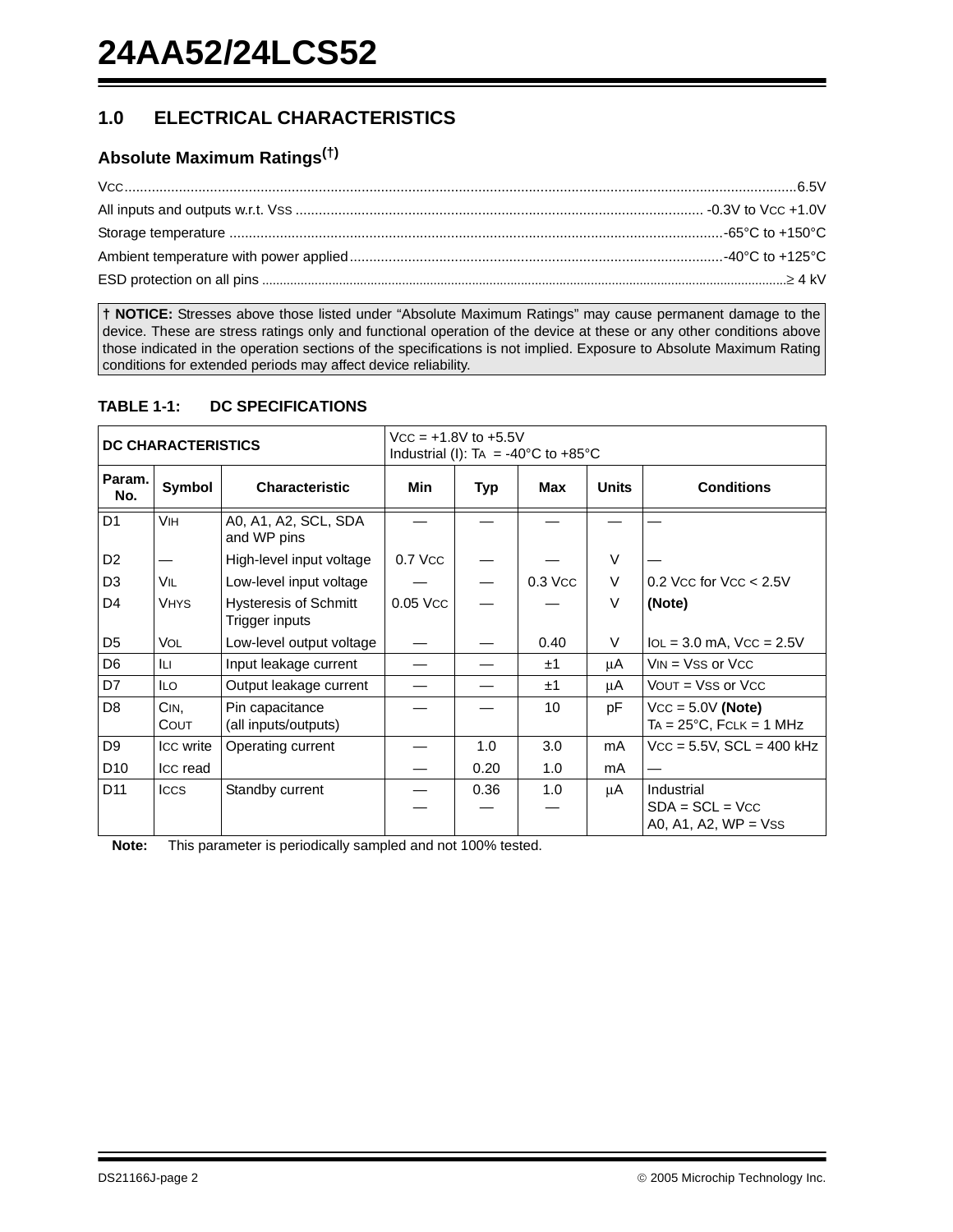## 1.0 ELECTRICAL CHARACTERISTICS

### Absolute Maximum Ratings(†)

$V_{CC}$ ............................................................ 6.5V

All inputs and outputs w.r.t. $V_{SS}$ ............................................................ -0.3V to $V_{CC}$ +1.0V

Storage temperature ............................................................ -65°C to +150°C

Ambient temperature with power applied ............................................................ -40°C to +125°C

ESD protection on all pins ............................................................ ≥ 4 kV

**† NOTICE:** Stresses above those listed under "Absolute Maximum Ratings" may cause permanent damage to the device. These are stress ratings only and functional operation of the device at these or any other conditions above those indicated in the operation sections of the specifications is not implied. Exposure to Absolute Maximum Rating conditions for extended periods may affect device reliability.

**TABLE 1-1: DC SPECIFICATIONS**

| DC CHARACTERISTICS | | | $V_{CC}$ = +1.8V to +5.5V<br>Industrial (I): $T_A$ = -40°C to +85°C | | | | |
|---|---|---|---|---|---|---|---|
| **Param. No.** | **Symbol** | **Characteristic** | **Min** | **Typ** | **Max** | **Units** | **Conditions** |
| D1 | $V_{IH}$ | A0, A1, A2, SCL, SDA and WP pins | — | — | — | — | — |
| D2 | — | High-level input voltage | 0.7 $V_{CC}$ | — | — | V | — |
| D3 | $V_{IL}$ | Low-level input voltage | — | — | 0.3 $V_{CC}$ | V | 0.2 $V_{CC}$ for $V_{CC}$ < 2.5V |
| D4 | $V_{HYS}$ | Hysteresis of Schmitt Trigger inputs | 0.05 $V_{CC}$ | — | — | V | **(Note)** |
| D5 | $V_{OL}$ | Low-level output voltage | — | — | 0.40 | V | $I_{OL}$ = 3.0 mA, $V_{CC}$ = 2.5V |
| D6 | $I_{LI}$ | Input leakage current | — | — | ±1 | µA | $V_{IN}$ = $V_{SS}$ or $V_{CC}$ |
| D7 | $I_{LO}$ | Output leakage current | — | — | ±1 | µA | $V_{OUT}$ = $V_{SS}$ or $V_{CC}$ |
| D8 | $C_{IN}$, $C_{OUT}$ | Pin capacitance (all inputs/outputs) | — | — | 10 | pF | $V_{CC}$ = 5.0V **(Note)**<br>$T_A$ = 25°C, $F_{CLK}$ = 1 MHz |
| D9 | $I_{CC}$ write | Operating current | — | 1.0 | 3.0 | mA | $V_{CC}$ = 5.5V, SCL = 400 kHz |
| D10 | $I_{CC}$ read | | — | 0.20 | 1.0 | mA | — |
| D11 | $I_{CCS}$ | Standby current | —<br>— | 0.36<br>— | 1.0<br>— | µA | Industrial<br>SDA = SCL = $V_{CC}$<br>A0, A1, A2, WP = $V_{SS}$ |

**Note:** This parameter is periodically sampled and not 100% tested.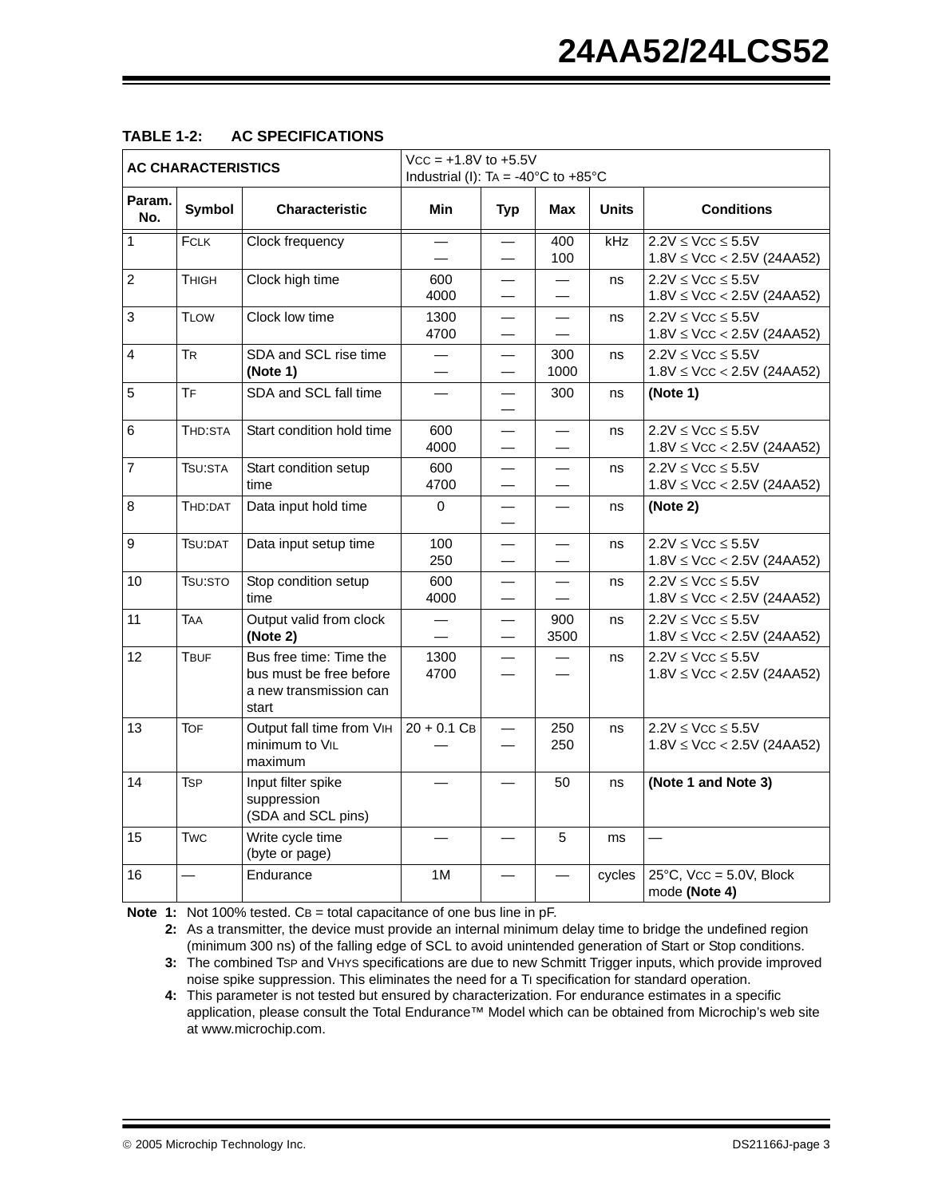**TABLE 1-2: AC SPECIFICATIONS**

| AC CHARACTERISTICS | | | $V_{CC}$ = +1.8V to +5.5V<br>Industrial (I): $T_A$ = -40°C to +85°C | | | | |
|---|---|---|---|---|---|---|---|
| **Param. No.** | **Symbol** | **Characteristic** | **Min** | **Typ** | **Max** | **Units** | **Conditions** |
| 1 | $F_{CLK}$ | Clock frequency | —<br>— | —<br>— | 400<br>100 | kHz | $2.2V \le V_{CC} \le 5.5V$<br>$1.8V \le V_{CC} < 2.5V$ (24AA52) |
| 2 | $T_{HIGH}$ | Clock high time | 600<br>4000 | —<br>— | —<br>— | ns | $2.2V \le V_{CC} \le 5.5V$<br>$1.8V \le V_{CC} < 2.5V$ (24AA52) |
| 3 | $T_{LOW}$ | Clock low time | 1300<br>4700 | —<br>— | —<br>— | ns | $2.2V \le V_{CC} \le 5.5V$<br>$1.8V \le V_{CC} < 2.5V$ (24AA52) |
| 4 | $T_R$ | SDA and SCL rise time **(Note 1)** | —<br>— | —<br>— | 300<br>1000 | ns | $2.2V \le V_{CC} \le 5.5V$<br>$1.8V \le V_{CC} < 2.5V$ (24AA52) |
| 5 | $T_F$ | SDA and SCL fall time | — | —<br>— | 300 | ns | **(Note 1)** |
| 6 | $T_{HD:STA}$ | Start condition hold time | 600<br>4000 | —<br>— | —<br>— | ns | $2.2V \le V_{CC} \le 5.5V$<br>$1.8V \le V_{CC} < 2.5V$ (24AA52) |
| 7 | $T_{SU:STA}$ | Start condition setup time | 600<br>4700 | —<br>— | —<br>— | ns | $2.2V \le V_{CC} \le 5.5V$<br>$1.8V \le V_{CC} < 2.5V$ (24AA52) |
| 8 | $T_{HD:DAT}$ | Data input hold time | 0 | —<br>— | — | ns | **(Note 2)** |
| 9 | $T_{SU:DAT}$ | Data input setup time | 100<br>250 | —<br>— | —<br>— | ns | $2.2V \le V_{CC} \le 5.5V$<br>$1.8V \le V_{CC} < 2.5V$ (24AA52) |
| 10 | $T_{SU:STO}$ | Stop condition setup time | 600<br>4000 | —<br>— | —<br>— | ns | $2.2V \le V_{CC} \le 5.5V$<br>$1.8V \le V_{CC} < 2.5V$ (24AA52) |
| 11 | $T_{AA}$ | Output valid from clock **(Note 2)** | —<br>— | —<br>— | 900<br>3500 | ns | $2.2V \le V_{CC} \le 5.5V$<br>$1.8V \le V_{CC} < 2.5V$ (24AA52) |
| 12 | $T_{BUF}$ | Bus free time: Time the bus must be free before a new transmission can start | 1300<br>4700 | —<br>— | —<br>— | ns | $2.2V \le V_{CC} \le 5.5V$<br>$1.8V \le V_{CC} < 2.5V$ (24AA52) |
| 13 | $T_{OF}$ | Output fall time from $V_{IH}$ minimum to $V_{IL}$ maximum | 20 + 0.1 $C_B$<br>— | —<br>— | 250<br>250 | ns | $2.2V \le V_{CC} \le 5.5V$<br>$1.8V \le V_{CC} < 2.5V$ (24AA52) |
| 14 | $T_{SP}$ | Input filter spike suppression (SDA and SCL pins) | — | — | 50 | ns | **(Note 1 and Note 3)** |
| 15 | $T_{WC}$ | Write cycle time (byte or page) | — | — | 5 | ms | — |
| 16 | — | Endurance | 1M | — | — | cycles | 25°C, $V_{CC}$ = 5.0V, Block mode **(Note 4)** |

**Note 1:** Not 100% tested. $C_B$ = total capacitance of one bus line in pF.

**2:** As a transmitter, the device must provide an internal minimum delay time to bridge the undefined region (minimum 300 ns) of the falling edge of SCL to avoid unintended generation of Start or Stop conditions.

**3:** The combined $T_{SP}$ and $V_{HYS}$ specifications are due to new Schmitt Trigger inputs, which provide improved noise spike suppression. This eliminates the need for a $T_I$ specification for standard operation.

**4:** This parameter is not tested but ensured by characterization. For endurance estimates in a specific application, please consult the Total Endurance™ Model which can be obtained from Microchip's web site at www.microchip.com.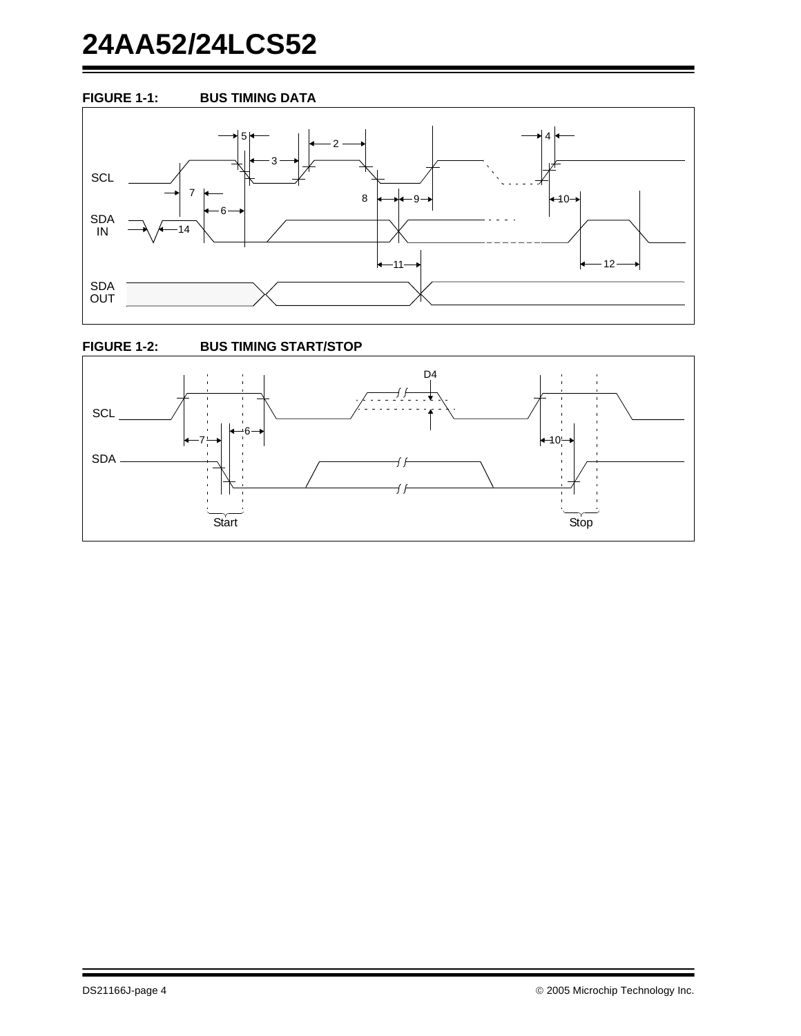**FIGURE 1-1: BUS TIMING DATA**

**FIGURE 1-2: BUS TIMING START/STOP**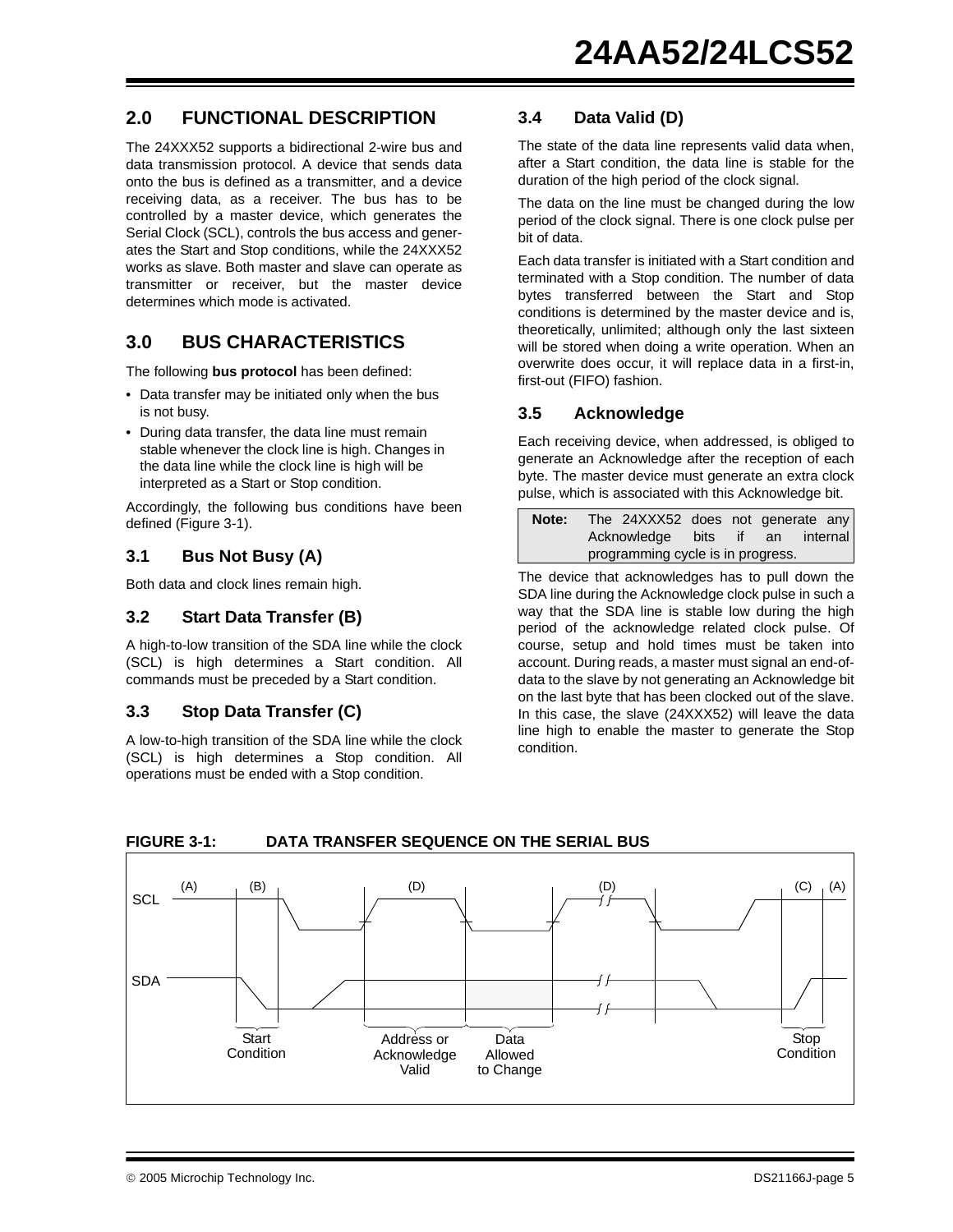## 2.0 FUNCTIONAL DESCRIPTION

The 24XXX52 supports a bidirectional 2-wire bus and data transmission protocol. A device that sends data onto the bus is defined as a transmitter, and a device receiving data, as a receiver. The bus has to be controlled by a master device, which generates the Serial Clock (SCL), controls the bus access and generates the Start and Stop conditions, while the 24XXX52 works as slave. Both master and slave can operate as transmitter or receiver, but the master device determines which mode is activated.

## 3.0 BUS CHARACTERISTICS

The following **bus protocol** has been defined:

- Data transfer may be initiated only when the bus is not busy.
- During data transfer, the data line must remain stable whenever the clock line is high. Changes in the data line while the clock line is high will be interpreted as a Start or Stop condition.

Accordingly, the following bus conditions have been defined (Figure 3-1).

### 3.1 Bus Not Busy (A)

Both data and clock lines remain high.

### 3.2 Start Data Transfer (B)

A high-to-low transition of the SDA line while the clock (SCL) is high determines a Start condition. All commands must be preceded by a Start condition.

### 3.3 Stop Data Transfer (C)

A low-to-high transition of the SDA line while the clock (SCL) is high determines a Stop condition. All operations must be ended with a Stop condition.

### 3.4 Data Valid (D)

The state of the data line represents valid data when, after a Start condition, the data line is stable for the duration of the high period of the clock signal.

The data on the line must be changed during the low period of the clock signal. There is one clock pulse per bit of data.

Each data transfer is initiated with a Start condition and terminated with a Stop condition. The number of data bytes transferred between the Start and Stop conditions is determined by the master device and is, theoretically, unlimited; although only the last sixteen will be stored when doing a write operation. When an overwrite does occur, it will replace data in a first-in, first-out (FIFO) fashion.

### 3.5 Acknowledge

Each receiving device, when addressed, is obliged to generate an Acknowledge after the reception of each byte. The master device must generate an extra clock pulse, which is associated with this Acknowledge bit.

| **Note:** | The 24XXX52 does not generate any Acknowledge bits if an internal programming cycle is in progress. |
|---|---|

The device that acknowledges has to pull down the SDA line during the Acknowledge clock pulse in such a way that the SDA line is stable low during the high period of the acknowledge related clock pulse. Of course, setup and hold times must be taken into account. During reads, a master must signal an end-of-data to the slave by not generating an Acknowledge bit on the last byte that has been clocked out of the slave. In this case, the slave (24XXX52) will leave the data line high to enable the master to generate the Stop condition.

**FIGURE 3-1: DATA TRANSFER SEQUENCE ON THE SERIAL BUS**

(A) (B) (D) (D) (C) (A)
SCL
SDA
Start Condition — Address or Acknowledge Valid — Data Allowed to Change — Stop Condition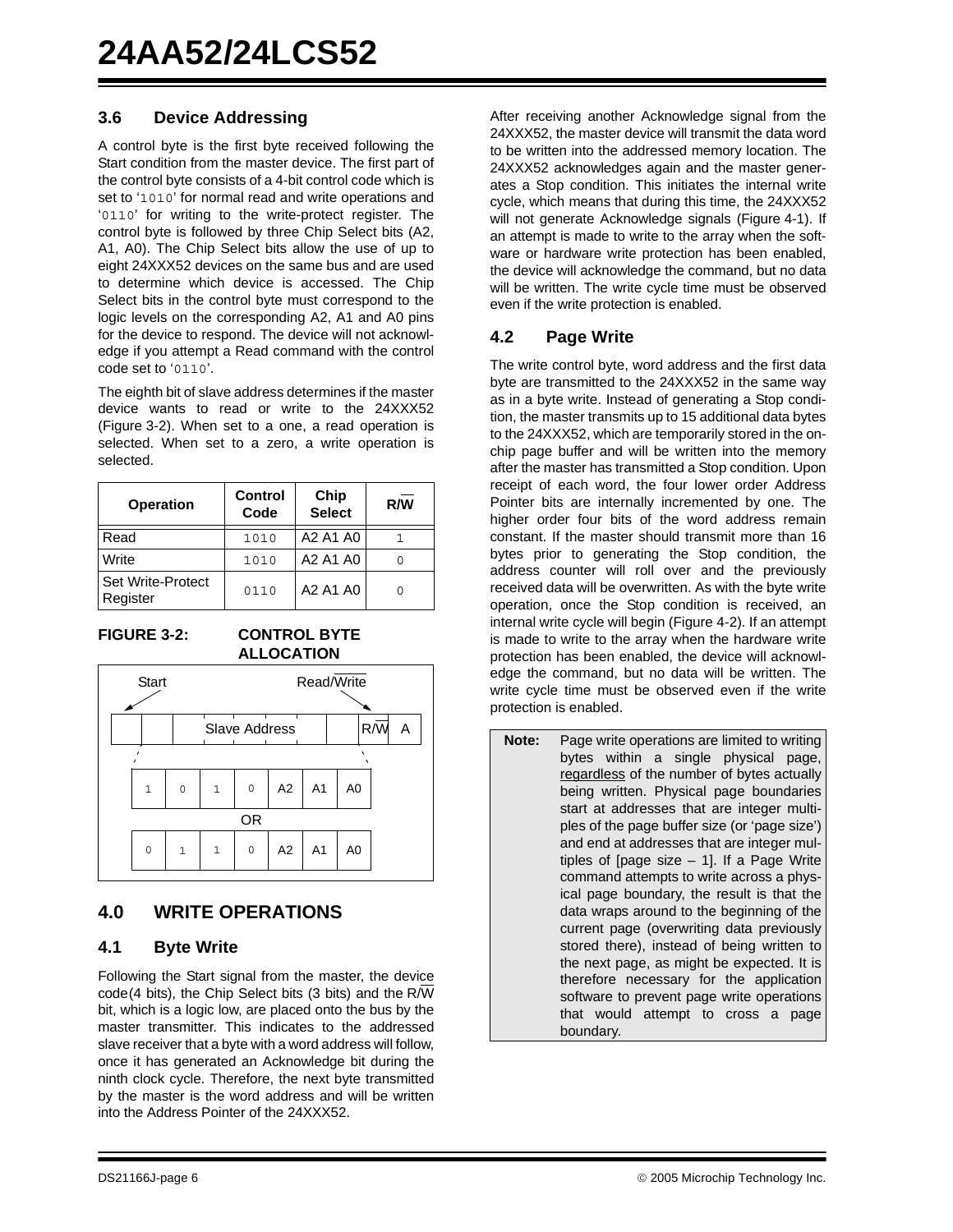### 3.6 Device Addressing

A control byte is the first byte received following the Start condition from the master device. The first part of the control byte consists of a 4-bit control code which is set to '1010' for normal read and write operations and '0110' for writing to the write-protect register. The control byte is followed by three Chip Select bits (A2, A1, A0). The Chip Select bits allow the use of up to eight 24XXX52 devices on the same bus and are used to determine which device is accessed. The Chip Select bits in the control byte must correspond to the logic levels on the corresponding A2, A1 and A0 pins for the device to respond. The device will not acknowledge if you attempt a Read command with the control code set to '0110'.

The eighth bit of slave address determines if the master device wants to read or write to the 24XXX52 (Figure 3-2). When set to a one, a read operation is selected. When set to a zero, a write operation is selected.

| Operation | Control Code | Chip Select | R/W̄ |
|---|---|---|---|
| Read | 1010 | A2 A1 A0 | 1 |
| Write | 1010 | A2 A1 A0 | 0 |
| Set Write-Protect Register | 0110 | A2 A1 A0 | 0 |

**FIGURE 3-2: CONTROL BYTE ALLOCATION**

Start — Read/W̄rite

| | | Slave Address | | | | R/W̄ | A |
|---|---|---|---|---|---|---|---|
| 1 | 0 | 1 | 0 | A2 | A1 | A0 | |

OR

| | | | | | | |
|---|---|---|---|---|---|---|
| 0 | 1 | 1 | 0 | A2 | A1 | A0 |

## 4.0 WRITE OPERATIONS

### 4.1 Byte Write

Following the Start signal from the master, the device code (4 bits), the Chip Select bits (3 bits) and the R/W̄ bit, which is a logic low, are placed onto the bus by the master transmitter. This indicates to the addressed slave receiver that a byte with a word address will follow, once it has generated an Acknowledge bit during the ninth clock cycle. Therefore, the next byte transmitted by the master is the word address and will be written into the Address Pointer of the 24XXX52.

After receiving another Acknowledge signal from the 24XXX52, the master device will transmit the data word to be written into the addressed memory location. The 24XXX52 acknowledges again and the master generates a Stop condition. This initiates the internal write cycle, which means that during this time, the 24XXX52 will not generate Acknowledge signals (Figure 4-1). If an attempt is made to write to the array when the software or hardware write protection has been enabled, the device will acknowledge the command, but no data will be written. The write cycle time must be observed even if the write protection is enabled.

### 4.2 Page Write

The write control byte, word address and the first data byte are transmitted to the 24XXX52 in the same way as in a byte write. Instead of generating a Stop condition, the master transmits up to 15 additional data bytes to the 24XXX52, which are temporarily stored in the on-chip page buffer and will be written into the memory after the master has transmitted a Stop condition. Upon receipt of each word, the four lower order Address Pointer bits are internally incremented by one. The higher order four bits of the word address remain constant. If the master should transmit more than 16 bytes prior to generating the Stop condition, the address counter will roll over and the previously received data will be overwritten. As with the byte write operation, once the Stop condition is received, an internal write cycle will begin (Figure 4-2). If an attempt is made to write to the array when the hardware write protection has been enabled, the device will acknowledge the command, but no data will be written. The write cycle time must be observed even if the write protection is enabled.

> **Note:** Page write operations are limited to writing bytes within a single physical page, regardless of the number of bytes actually being written. Physical page boundaries start at addresses that are integer multiples of the page buffer size (or 'page size') and end at addresses that are integer multiples of [page size – 1]. If a Page Write command attempts to write across a physical page boundary, the result is that the data wraps around to the beginning of the current page (overwriting data previously stored there), instead of being written to the next page, as might be expected. It is therefore necessary for the application software to prevent page write operations that would attempt to cross a page boundary.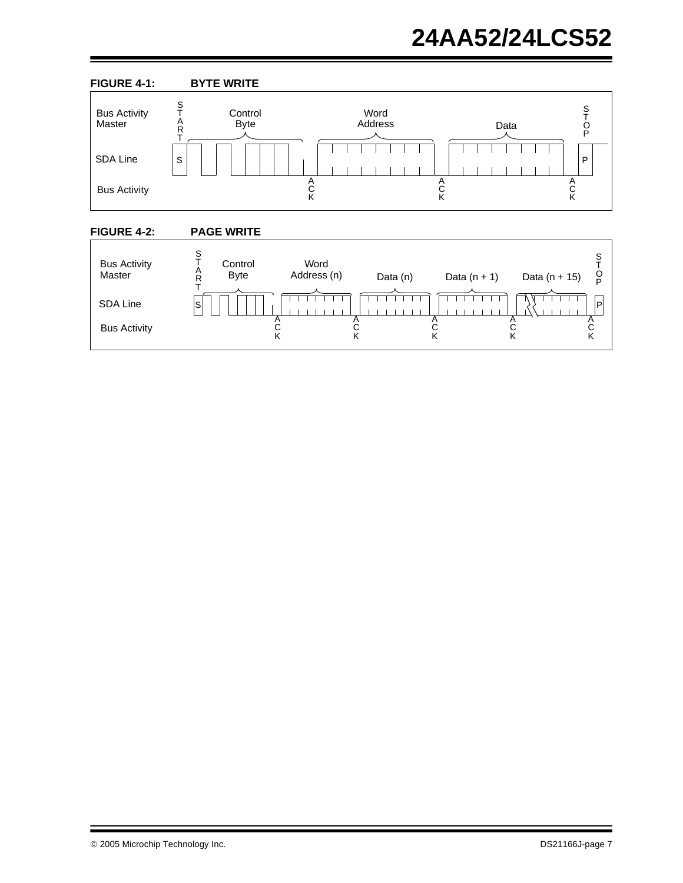**FIGURE 4-1: BYTE WRITE**

| | | | | | |
|---|---|---|---|---|---|
| Bus Activity Master | START | Control Byte | Word Address | Data | STOP |
| SDA Line | S | | | | P |
| Bus Activity | | ACK | ACK | ACK | |

**FIGURE 4-2: PAGE WRITE**

| | | | | | | | |
|---|---|---|---|---|---|---|---|
| Bus Activity Master | START | Control Byte | Word Address (n) | Data (n) | Data (n + 1) | Data (n + 15) | STOP |
| SDA Line | S | | | | | | P |
| Bus Activity | | ACK | ACK | ACK | ACK | ACK | |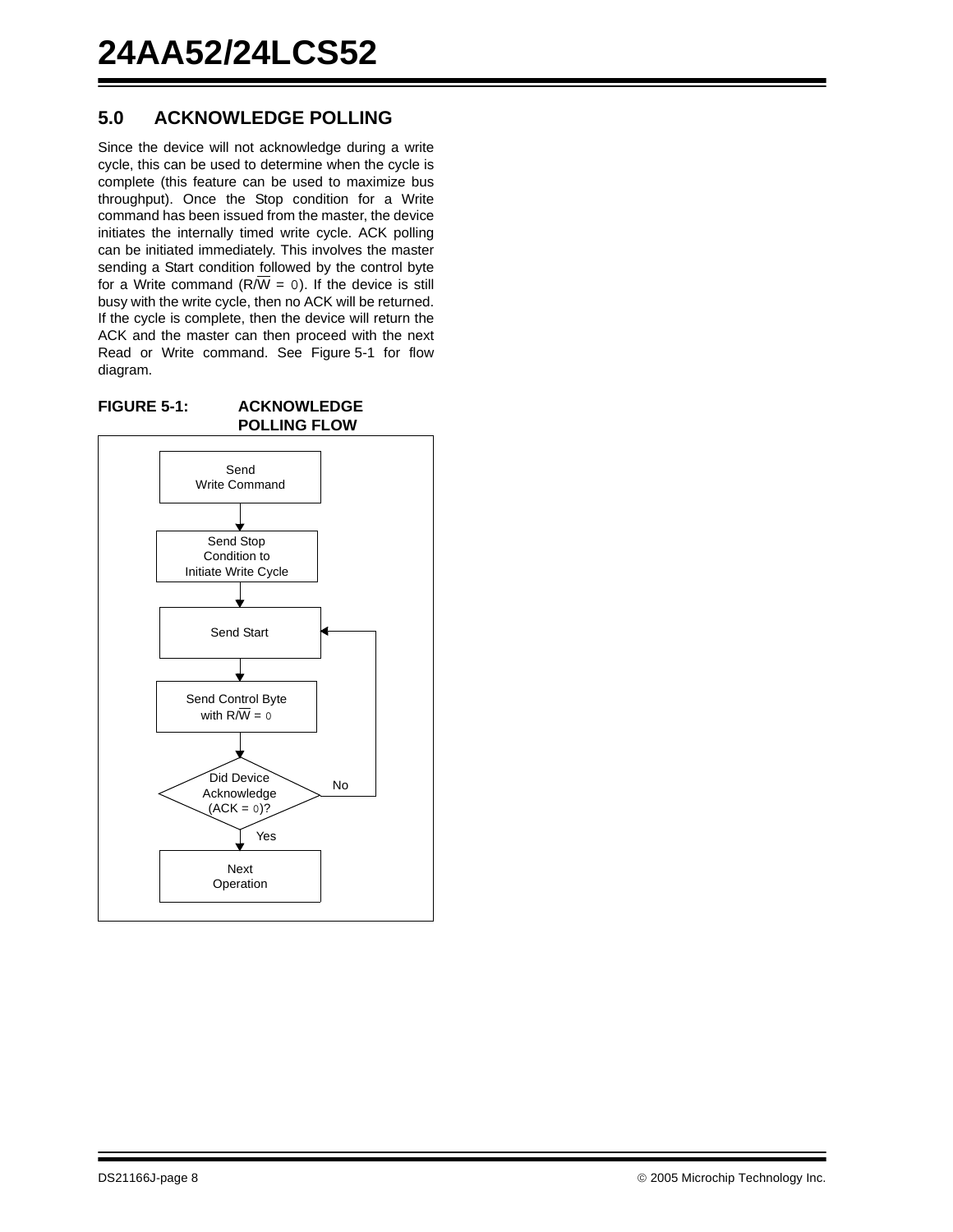## 5.0 ACKNOWLEDGE POLLING

Since the device will not acknowledge during a write cycle, this can be used to determine when the cycle is complete (this feature can be used to maximize bus throughput). Once the Stop condition for a Write command has been issued from the master, the device initiates the internally timed write cycle. ACK polling can be initiated immediately. This involves the master sending a Start condition followed by the control byte for a Write command (R/$\overline{W}$ = 0). If the device is still busy with the write cycle, then no ACK will be returned. If the cycle is complete, then the device will return the ACK and the master can then proceed with the next Read or Write command. See Figure 5-1 for flow diagram.

**FIGURE 5-1: ACKNOWLEDGE POLLING FLOW**

```
Send Write Command
        ↓
Send Stop Condition to Initiate Write Cycle
        ↓
Send Start  ←──────────────┐
        ↓                  │
Send Control Byte with R/W = 0
        ↓                  │
Did Device Acknowledge (ACK = 0)? ── No ──┘
        ↓ Yes
Next Operation
```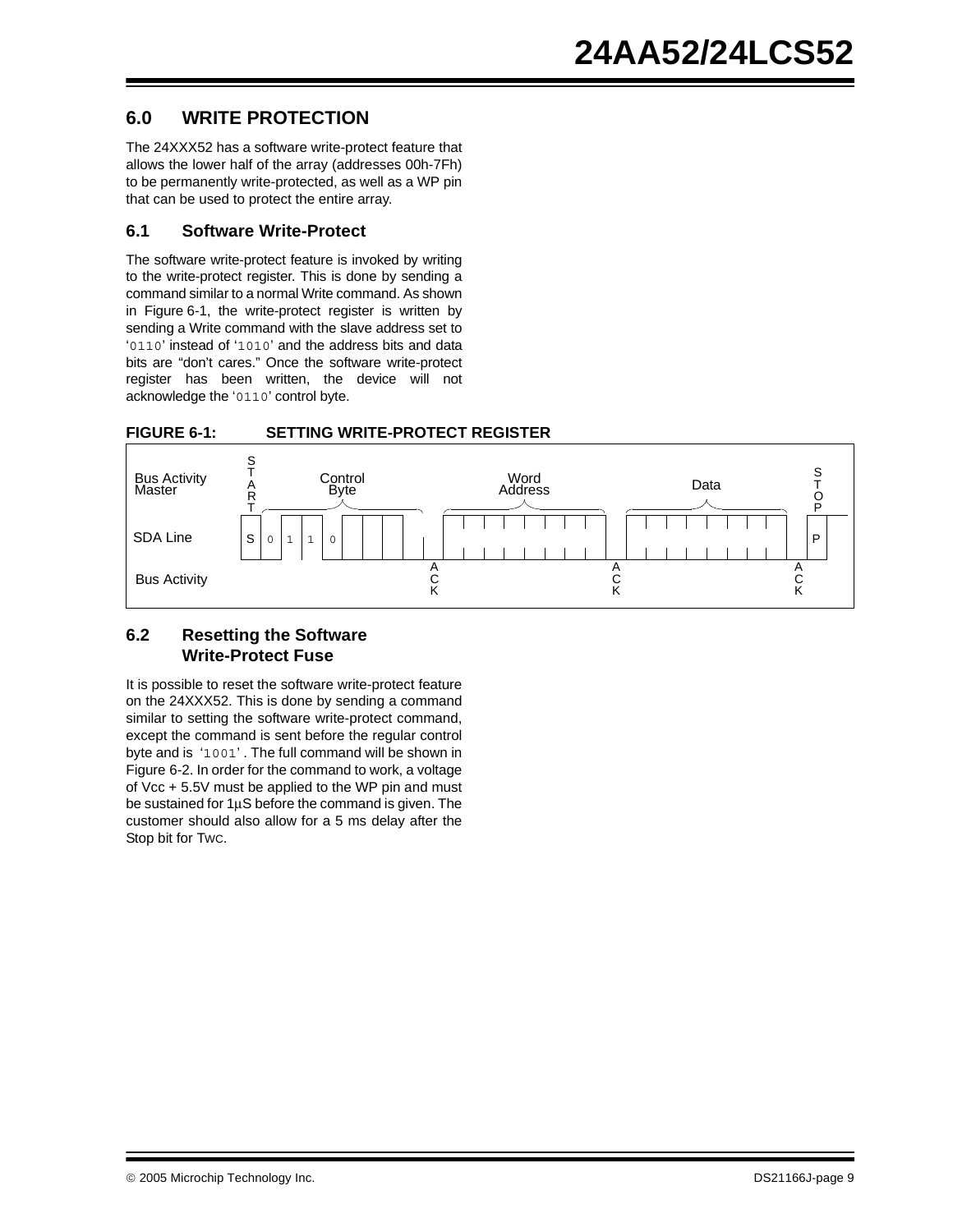## 6.0 WRITE PROTECTION

The 24XXX52 has a software write-protect feature that allows the lower half of the array (addresses 00h-7Fh) to be permanently write-protected, as well as a WP pin that can be used to protect the entire array.

### 6.1 Software Write-Protect

The software write-protect feature is invoked by writing to the write-protect register. This is done by sending a command similar to a normal Write command. As shown in Figure 6-1, the write-protect register is written by sending a Write command with the slave address set to '0110' instead of '1010' and the address bits and data bits are "don't cares." Once the software write-protect register has been written, the device will not acknowledge the '0110' control byte.

**FIGURE 6-1: SETTING WRITE-PROTECT REGISTER**

| Bus Activity Master | START | Control Byte | | Word Address | | Data | | STOP |
|---|---|---|---|---|---|---|---|---|
| SDA Line | S | 0 1 1 0 | | | | | | P |
| Bus Activity | | | ACK | | ACK | | ACK | |

### 6.2 Resetting the Software Write-Protect Fuse

It is possible to reset the software write-protect feature on the 24XXX52. This is done by sending a command similar to setting the software write-protect command, except the command is sent before the regular control byte and is '1001'. The full command will be shown in Figure 6-2. In order for the command to work, a voltage of Vcc + 5.5V must be applied to the WP pin and must be sustained for 1µS before the command is given. The customer should also allow for a 5 ms delay after the Stop bit for TWC.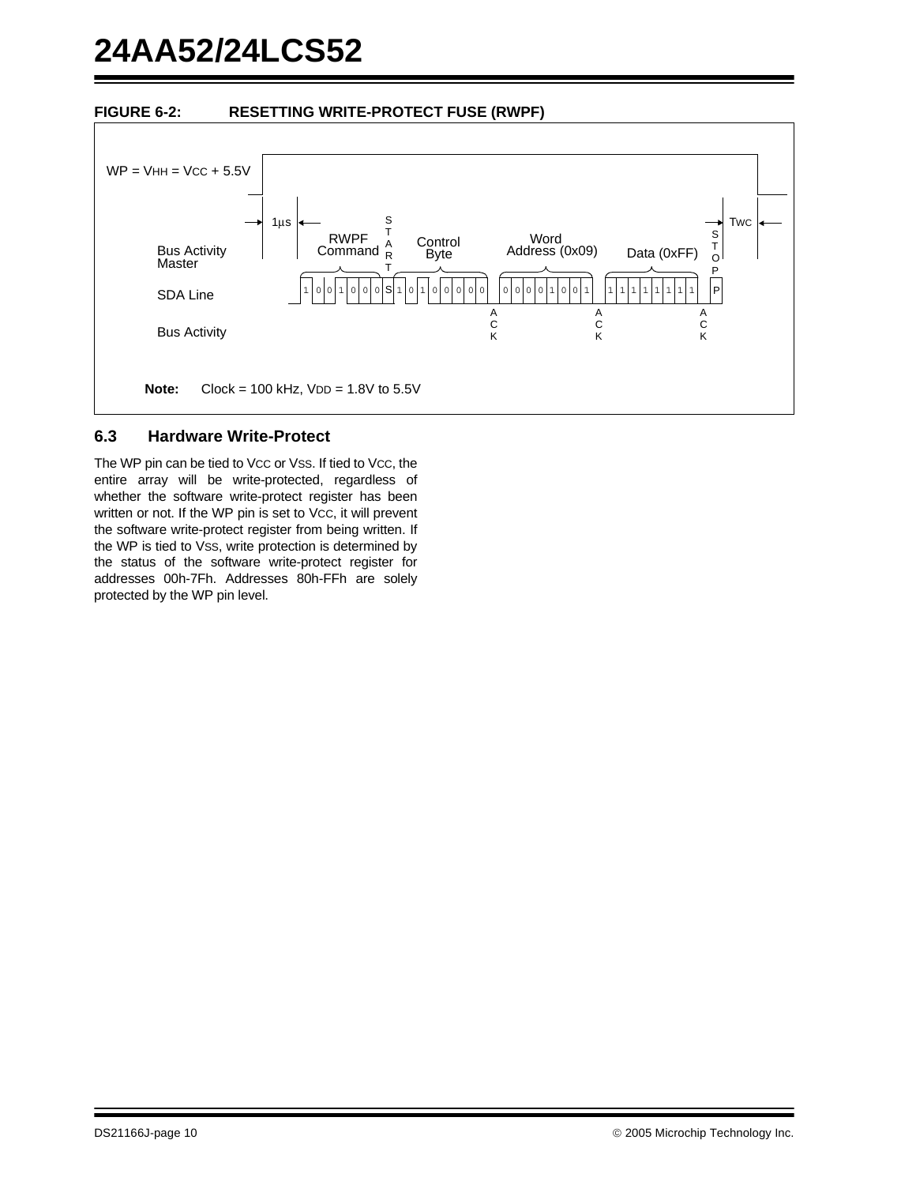**FIGURE 6-2: RESETTING WRITE-PROTECT FUSE (RWPF)**

WP = VHH = VCC + 5.5V

1µs

TWC

Bus Activity Master

RWPF Command

START

Control Byte

Word Address (0x09)

Data (0xFF)

STOP

SDA Line

1 0 0 1 0 0 0 S 1 0 1 0 0 0 0 0 0 0 0 0 1 0 0 1 1 1 1 1 1 1 1 1 P

Bus Activity

ACK ACK ACK

**Note:** Clock = 100 kHz, VDD = 1.8V to 5.5V

## 6.3 Hardware Write-Protect

The WP pin can be tied to VCC or VSS. If tied to VCC, the entire array will be write-protected, regardless of whether the software write-protect register has been written or not. If the WP pin is set to VCC, it will prevent the software write-protect register from being written. If the WP is tied to VSS, write protection is determined by the status of the software write-protect register for addresses 00h-7Fh. Addresses 80h-FFh are solely protected by the WP pin level.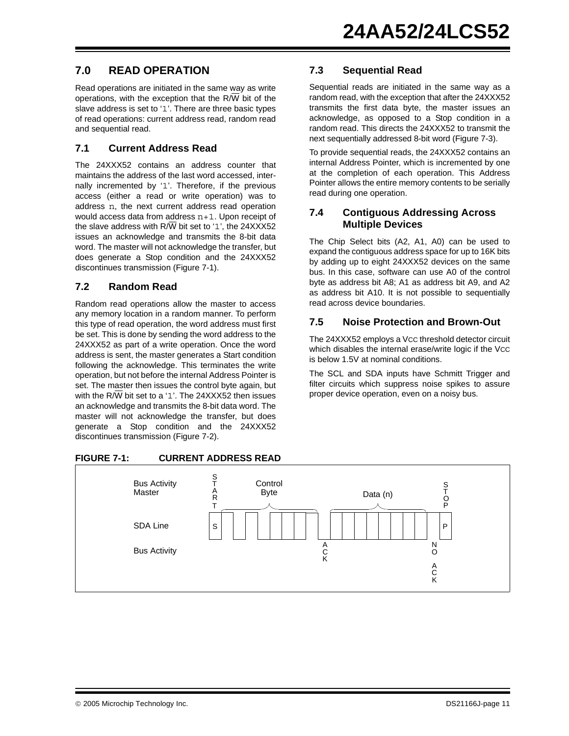## 7.0 READ OPERATION

Read operations are initiated in the same way as write operations, with the exception that the R/$\overline{W}$ bit of the slave address is set to '1'. There are three basic types of read operations: current address read, random read and sequential read.

### 7.1 Current Address Read

The 24XXX52 contains an address counter that maintains the address of the last word accessed, internally incremented by '1'. Therefore, if the previous access (either a read or write operation) was to address n, the next current address read operation would access data from address n+1. Upon receipt of the slave address with R/$\overline{W}$ bit set to '1', the 24XXX52 issues an acknowledge and transmits the 8-bit data word. The master will not acknowledge the transfer, but does generate a Stop condition and the 24XXX52 discontinues transmission (Figure 7-1).

### 7.2 Random Read

Random read operations allow the master to access any memory location in a random manner. To perform this type of read operation, the word address must first be set. This is done by sending the word address to the 24XXX52 as part of a write operation. Once the word address is sent, the master generates a Start condition following the acknowledge. This terminates the write operation, but not before the internal Address Pointer is set. The master then issues the control byte again, but with the R/$\overline{W}$ bit set to a '1'. The 24XXX52 then issues an acknowledge and transmits the 8-bit data word. The master will not acknowledge the transfer, but does generate a Stop condition and the 24XXX52 discontinues transmission (Figure 7-2).

### 7.3 Sequential Read

Sequential reads are initiated in the same way as a random read, with the exception that after the 24XXX52 transmits the first data byte, the master issues an acknowledge, as opposed to a Stop condition in a random read. This directs the 24XXX52 to transmit the next sequentially addressed 8-bit word (Figure 7-3).

To provide sequential reads, the 24XXX52 contains an internal Address Pointer, which is incremented by one at the completion of each operation. This Address Pointer allows the entire memory contents to be serially read during one operation.

### 7.4 Contiguous Addressing Across Multiple Devices

The Chip Select bits (A2, A1, A0) can be used to expand the contiguous address space for up to 16K bits by adding up to eight 24XXX52 devices on the same bus. In this case, software can use A0 of the control byte as address bit A8; A1 as address bit A9, and A2 as address bit A10. It is not possible to sequentially read across device boundaries.

### 7.5 Noise Protection and Brown-Out

The 24XXX52 employs a $V_{CC}$ threshold detector circuit which disables the internal erase/write logic if the $V_{CC}$ is below 1.5V at nominal conditions.

The SCL and SDA inputs have Schmitt Trigger and filter circuits which suppress noise spikes to assure proper device operation, even on a noisy bus.

**FIGURE 7-1: CURRENT ADDRESS READ**

Bus Activity Master: START, Control Byte, Data (n), STOP

SDA Line: S ... P

Bus Activity: ACK, NO ACK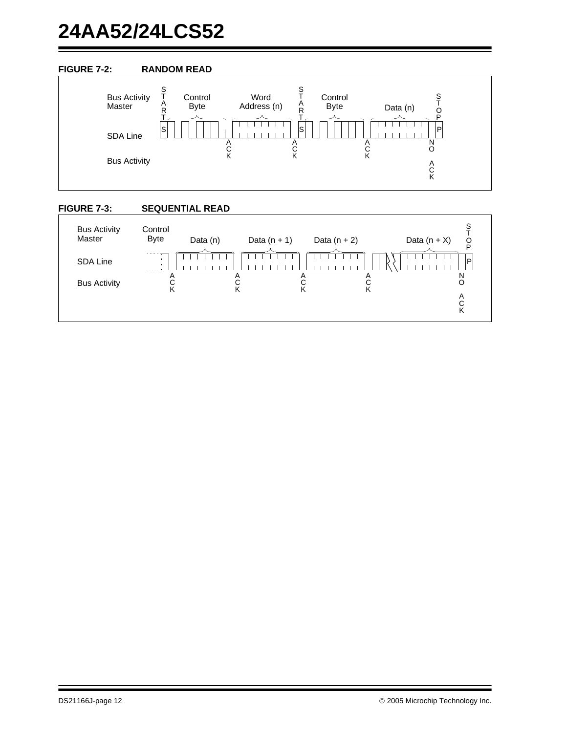**FIGURE 7-2: RANDOM READ**

Bus Activity Master: START, Control Byte, Word Address (n), START, Control Byte, Data (n), STOP

SDA Line: S ... ACK ... ACK ... S ... ACK ... NO ACK ... P

Bus Activity

**FIGURE 7-3: SEQUENTIAL READ**

Bus Activity Master: Control Byte, Data (n), Data (n + 1), Data (n + 2), Data (n + X), STOP

SDA Line: ACK ... ACK ... ACK ... ACK ... NO ACK ... P

Bus Activity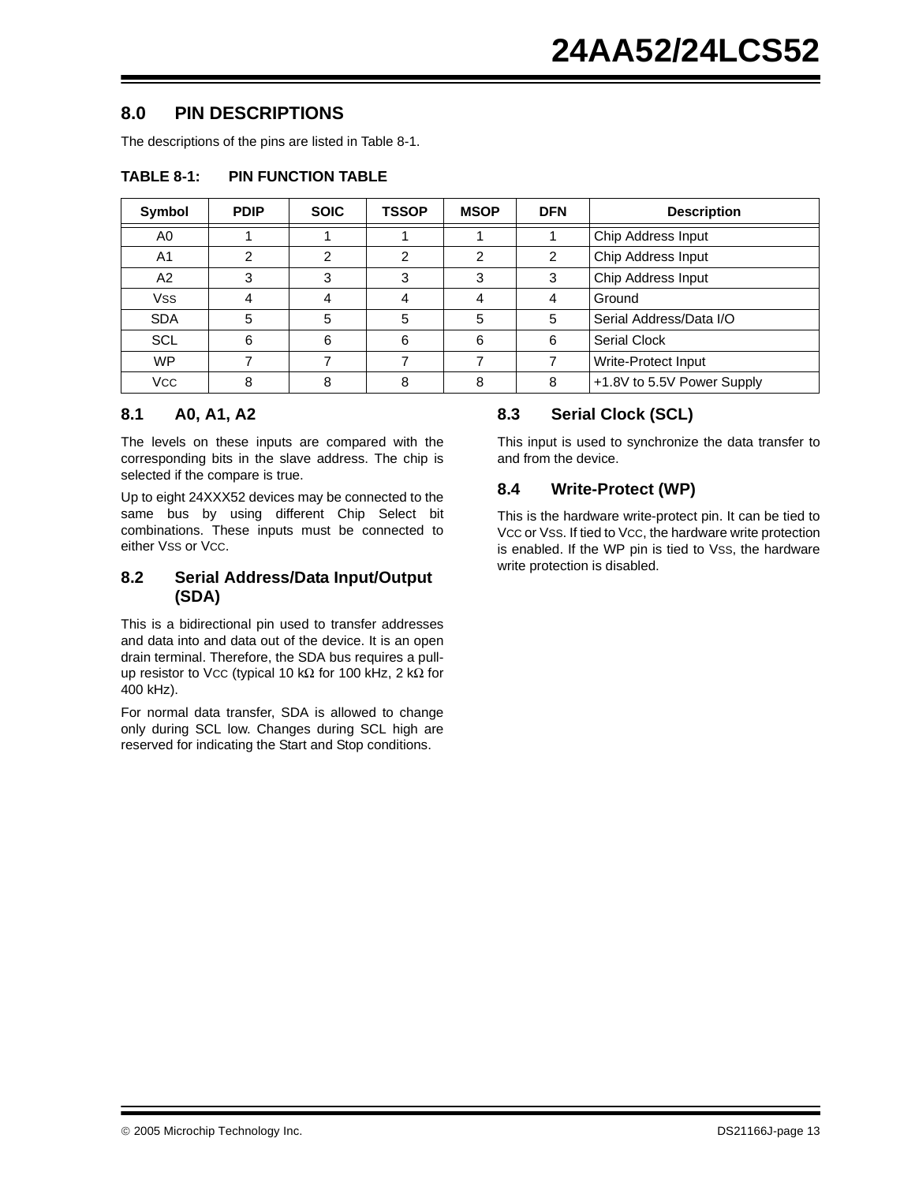# 8.0 PIN DESCRIPTIONS

The descriptions of the pins are listed in Table 8-1.

**TABLE 8-1: PIN FUNCTION TABLE**

| Symbol | PDIP | SOIC | TSSOP | MSOP | DFN | Description |
|---|---|---|---|---|---|---|
| A0 | 1 | 1 | 1 | 1 | 1 | Chip Address Input |
| A1 | 2 | 2 | 2 | 2 | 2 | Chip Address Input |
| A2 | 3 | 3 | 3 | 3 | 3 | Chip Address Input |
| VSS | 4 | 4 | 4 | 4 | 4 | Ground |
| SDA | 5 | 5 | 5 | 5 | 5 | Serial Address/Data I/O |
| SCL | 6 | 6 | 6 | 6 | 6 | Serial Clock |
| WP | 7 | 7 | 7 | 7 | 7 | Write-Protect Input |
| VCC | 8 | 8 | 8 | 8 | 8 | +1.8V to 5.5V Power Supply |

## 8.1 A0, A1, A2

The levels on these inputs are compared with the corresponding bits in the slave address. The chip is selected if the compare is true.

Up to eight 24XXX52 devices may be connected to the same bus by using different Chip Select bit combinations. These inputs must be connected to either VSS or VCC.

## 8.2 Serial Address/Data Input/Output (SDA)

This is a bidirectional pin used to transfer addresses and data into and data out of the device. It is an open drain terminal. Therefore, the SDA bus requires a pull-up resistor to VCC (typical 10 kΩ for 100 kHz, 2 kΩ for 400 kHz).

For normal data transfer, SDA is allowed to change only during SCL low. Changes during SCL high are reserved for indicating the Start and Stop conditions.

## 8.3 Serial Clock (SCL)

This input is used to synchronize the data transfer to and from the device.

## 8.4 Write-Protect (WP)

This is the hardware write-protect pin. It can be tied to VCC or VSS. If tied to VCC, the hardware write protection is enabled. If the WP pin is tied to VSS, the hardware write protection is disabled.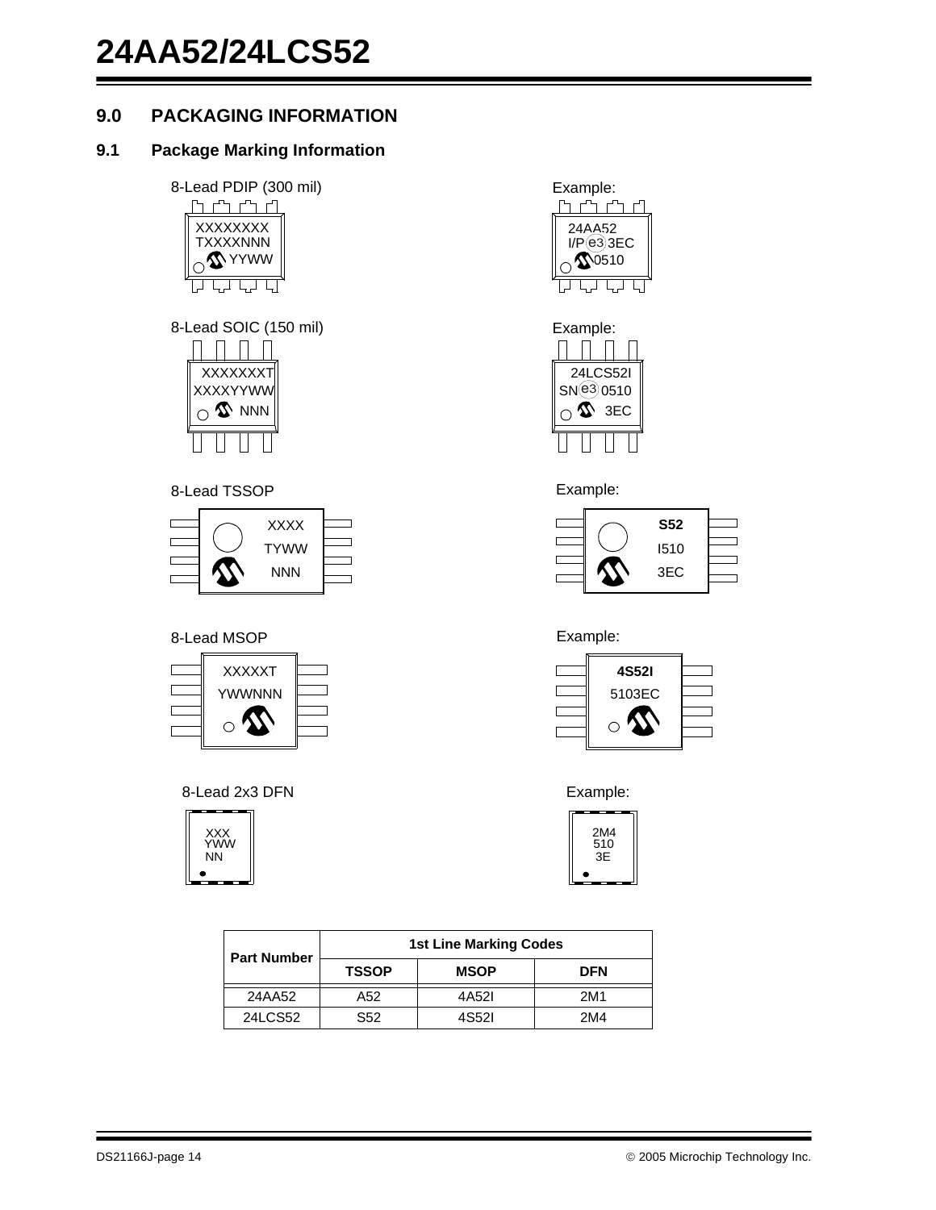## 9.0 PACKAGING INFORMATION

### 9.1 Package Marking Information

8-Lead PDIP (300 mil)

```
XXXXXXXX
TXXXXNNN
YYWW
```

Example:

```
24AA52
I/P e3 3EC
0510
```

8-Lead SOIC (150 mil)

```
XXXXXXXT
XXXXYYWW
NNN
```

Example:

```
24LCS52I
SN e3 0510
3EC
```

8-Lead TSSOP

```
XXXX
TYWW
NNN
```

Example:

```
S52
I510
3EC
```

8-Lead MSOP

```
XXXXXT
YWWNNN
```

Example:

```
4S52I
5103EC
```

8-Lead 2x3 DFN

```
XXX
YWW
NN
```

Example:

```
2M4
510
3E
```

| Part Number | 1st Line Marking Codes | | |
|---|---|---|---|
| | TSSOP | MSOP | DFN |
| 24AA52 | A52 | 4A52I | 2M1 |
| 24LCS52 | S52 | 4S52I | 2M4 |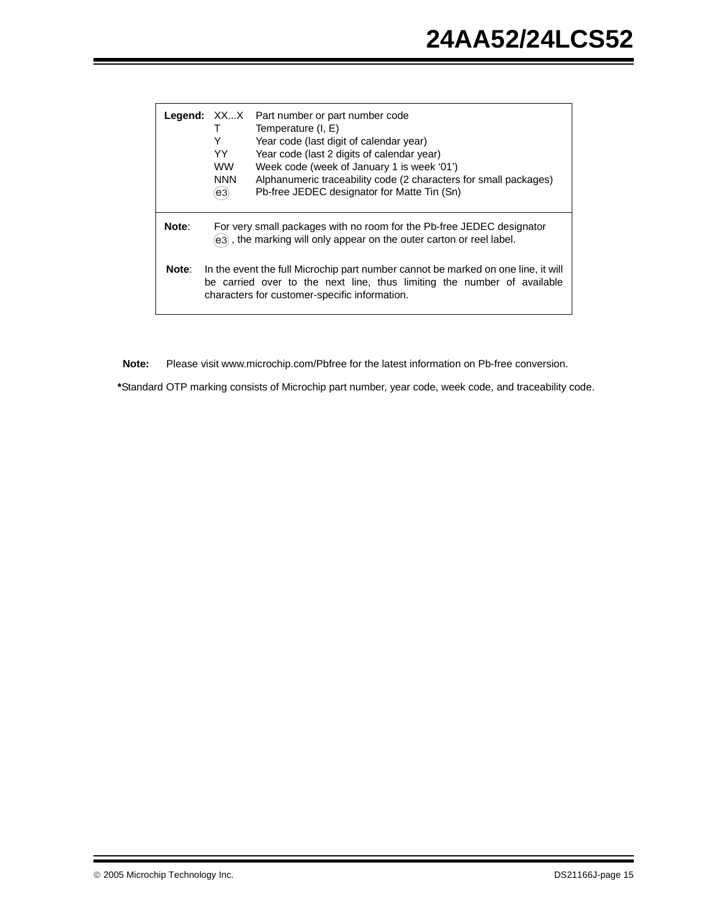| **Legend:** | XX...X | Part number or part number code |
|---|---|---|
| | T | Temperature (I, E) |
| | Y | Year code (last digit of calendar year) |
| | YY | Year code (last 2 digits of calendar year) |
| | WW | Week code (week of January 1 is week '01') |
| | NNN | Alphanumeric traceability code (2 characters for small packages) |
| | (e3) | Pb-free JEDEC designator for Matte Tin (Sn) |

**Note**: For very small packages with no room for the Pb-free JEDEC designator (e3) , the marking will only appear on the outer carton or reel label.

**Note**: In the event the full Microchip part number cannot be marked on one line, it will be carried over to the next line, thus limiting the number of available characters for customer-specific information.

**Note:** Please visit www.microchip.com/Pbfree for the latest information on Pb-free conversion.

***Standard OTP marking consists of Microchip part number, year code, week code, and traceability code.**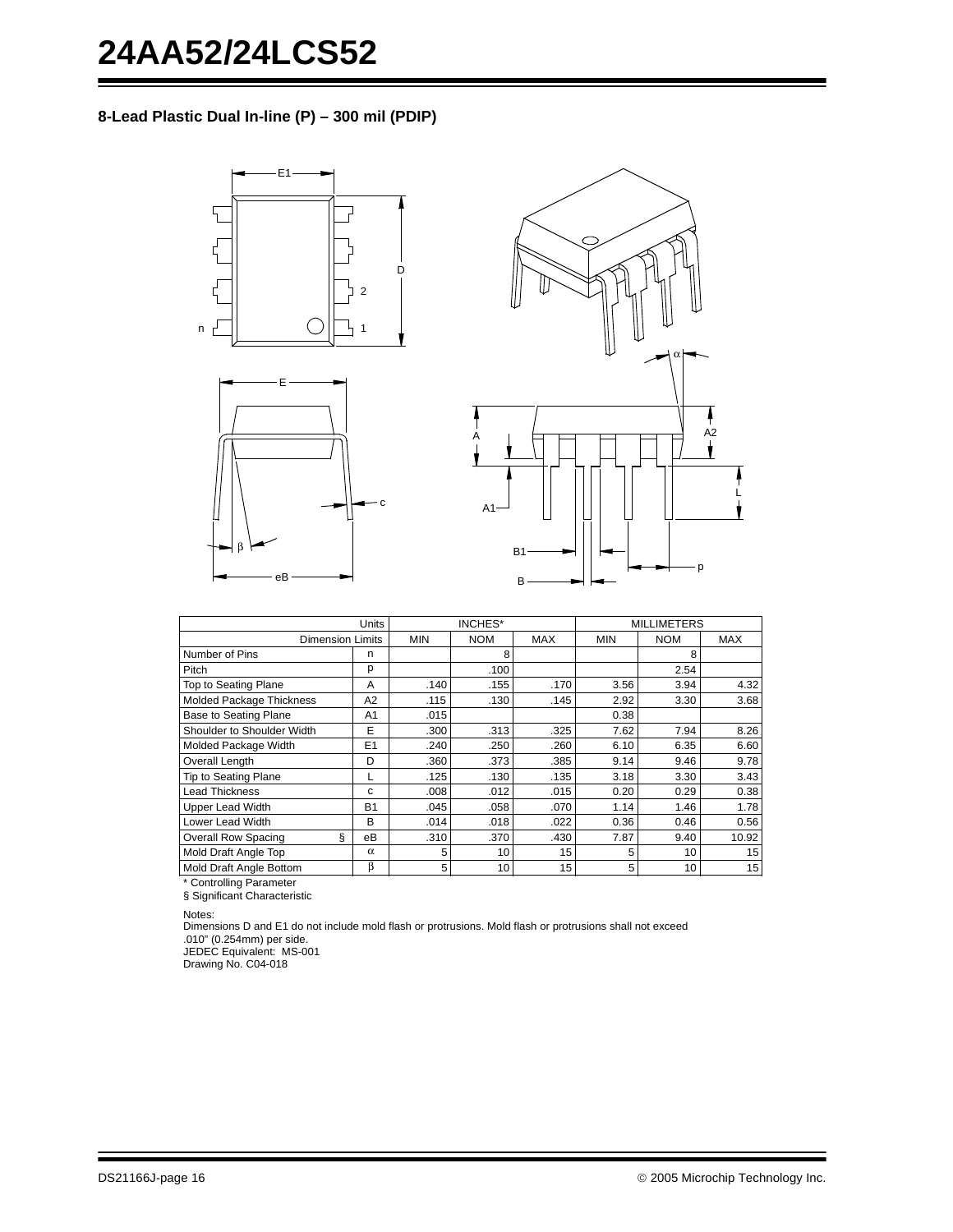## 8-Lead Plastic Dual In-line (P) – 300 mil (PDIP)

| | Units | INCHES* | | | MILLIMETERS | | |
|---|---|---|---|---|---|---|---|
| Dimension Limits | | MIN | NOM | MAX | MIN | NOM | MAX |
| Number of Pins | n | | 8 | | | 8 | |
| Pitch | p | | .100 | | | 2.54 | |
| Top to Seating Plane | A | .140 | .155 | .170 | 3.56 | 3.94 | 4.32 |
| Molded Package Thickness | A2 | .115 | .130 | .145 | 2.92 | 3.30 | 3.68 |
| Base to Seating Plane | A1 | .015 | | | 0.38 | | |
| Shoulder to Shoulder Width | E | .300 | .313 | .325 | 7.62 | 7.94 | 8.26 |
| Molded Package Width | E1 | .240 | .250 | .260 | 6.10 | 6.35 | 6.60 |
| Overall Length | D | .360 | .373 | .385 | 9.14 | 9.46 | 9.78 |
| Tip to Seating Plane | L | .125 | .130 | .135 | 3.18 | 3.30 | 3.43 |
| Lead Thickness | c | .008 | .012 | .015 | 0.20 | 0.29 | 0.38 |
| Upper Lead Width | B1 | .045 | .058 | .070 | 1.14 | 1.46 | 1.78 |
| Lower Lead Width | B | .014 | .018 | .022 | 0.36 | 0.46 | 0.56 |
| Overall Row Spacing § | eB | .310 | .370 | .430 | 7.87 | 9.40 | 10.92 |
| Mold Draft Angle Top | $\alpha$ | 5 | 10 | 15 | 5 | 10 | 15 |
| Mold Draft Angle Bottom | $\beta$ | 5 | 10 | 15 | 5 | 10 | 15 |

* Controlling Parameter

§ Significant Characteristic

Notes:

Dimensions D and E1 do not include mold flash or protrusions. Mold flash or protrusions shall not exceed .010" (0.254mm) per side.

JEDEC Equivalent: MS-001

Drawing No. C04-018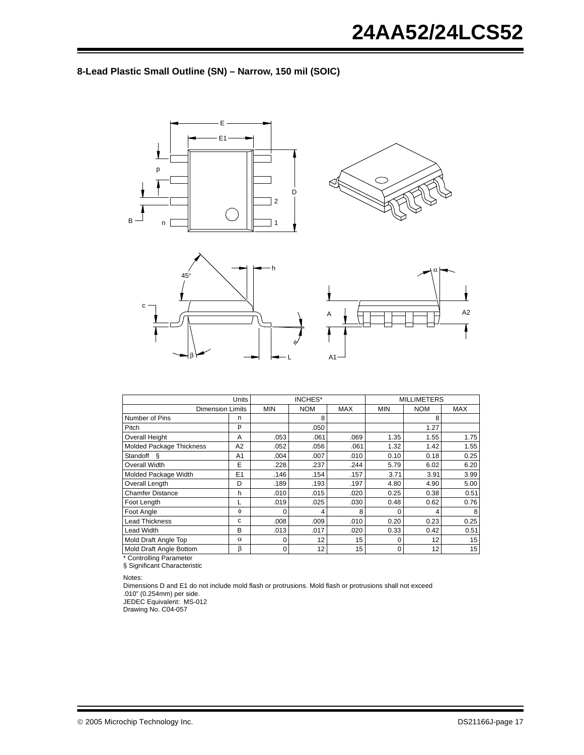## 8-Lead Plastic Small Outline (SN) – Narrow, 150 mil (SOIC)

| Units | | INCHES* | | | MILLIMETERS | | |
|---|---|---|---|---|---|---|---|
| Dimension Limits | | MIN | NOM | MAX | MIN | NOM | MAX |
| Number of Pins | n | | 8 | | | 8 | |
| Pitch | p | | .050 | | | 1.27 | |
| Overall Height | A | .053 | .061 | .069 | 1.35 | 1.55 | 1.75 |
| Molded Package Thickness | A2 | .052 | .056 | .061 | 1.32 | 1.42 | 1.55 |
| Standoff § | A1 | .004 | .007 | .010 | 0.10 | 0.18 | 0.25 |
| Overall Width | E | .228 | .237 | .244 | 5.79 | 6.02 | 6.20 |
| Molded Package Width | E1 | .146 | .154 | .157 | 3.71 | 3.91 | 3.99 |
| Overall Length | D | .189 | .193 | .197 | 4.80 | 4.90 | 5.00 |
| Chamfer Distance | h | .010 | .015 | .020 | 0.25 | 0.38 | 0.51 |
| Foot Length | L | .019 | .025 | .030 | 0.48 | 0.62 | 0.76 |
| Foot Angle | $\phi$ | 0 | 4 | 8 | 0 | 4 | 8 |
| Lead Thickness | c | .008 | .009 | .010 | 0.20 | 0.23 | 0.25 |
| Lead Width | B | .013 | .017 | .020 | 0.33 | 0.42 | 0.51 |
| Mold Draft Angle Top | $\alpha$ | 0 | 12 | 15 | 0 | 12 | 15 |
| Mold Draft Angle Bottom | $\beta$ | 0 | 12 | 15 | 0 | 12 | 15 |

\* Controlling Parameter

§ Significant Characteristic

Notes:

Dimensions D and E1 do not include mold flash or protrusions. Mold flash or protrusions shall not exceed .010" (0.254mm) per side.

JEDEC Equivalent: MS-012

Drawing No. C04-057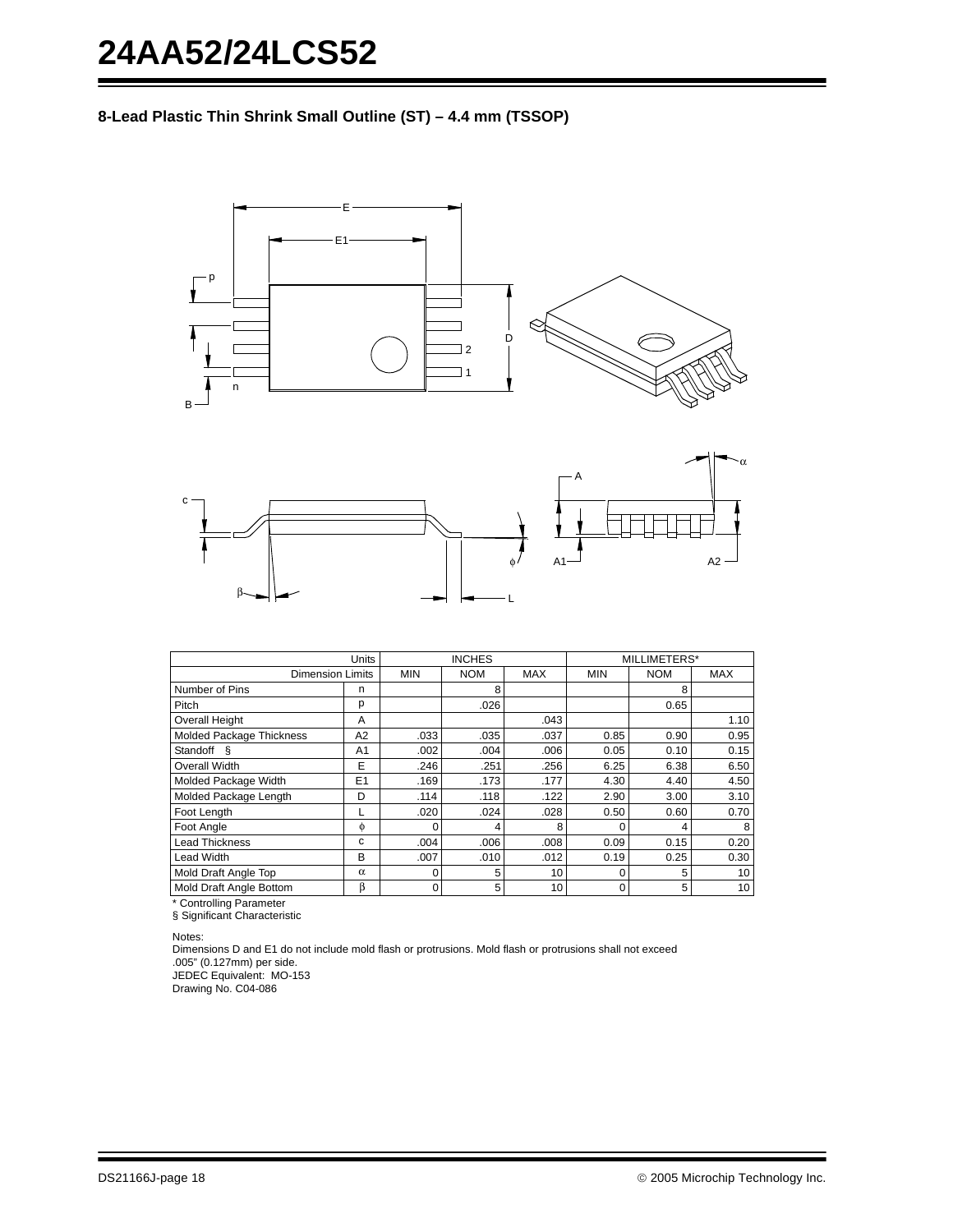## 8-Lead Plastic Thin Shrink Small Outline (ST) – 4.4 mm (TSSOP)

| Units | | INCHES | | | MILLIMETERS* | | |
|---|---|---|---|---|---|---|---|
| Dimension Limits | | MIN | NOM | MAX | MIN | NOM | MAX |
| Number of Pins | n | | 8 | | | 8 | |
| Pitch | p | | .026 | | | 0.65 | |
| Overall Height | A | | | .043 | | | 1.10 |
| Molded Package Thickness | A2 | .033 | .035 | .037 | 0.85 | 0.90 | 0.95 |
| Standoff § | A1 | .002 | .004 | .006 | 0.05 | 0.10 | 0.15 |
| Overall Width | E | .246 | .251 | .256 | 6.25 | 6.38 | 6.50 |
| Molded Package Width | E1 | .169 | .173 | .177 | 4.30 | 4.40 | 4.50 |
| Molded Package Length | D | .114 | .118 | .122 | 2.90 | 3.00 | 3.10 |
| Foot Length | L | .020 | .024 | .028 | 0.50 | 0.60 | 0.70 |
| Foot Angle | $\phi$ | 0 | 4 | 8 | 0 | 4 | 8 |
| Lead Thickness | c | .004 | .006 | .008 | 0.09 | 0.15 | 0.20 |
| Lead Width | B | .007 | .010 | .012 | 0.19 | 0.25 | 0.30 |
| Mold Draft Angle Top | $\alpha$ | 0 | 5 | 10 | 0 | 5 | 10 |
| Mold Draft Angle Bottom | $\beta$ | 0 | 5 | 10 | 0 | 5 | 10 |

\* Controlling Parameter
§ Significant Characteristic

Notes:
Dimensions D and E1 do not include mold flash or protrusions. Mold flash or protrusions shall not exceed .005" (0.127mm) per side.
JEDEC Equivalent: MO-153
Drawing No. C04-086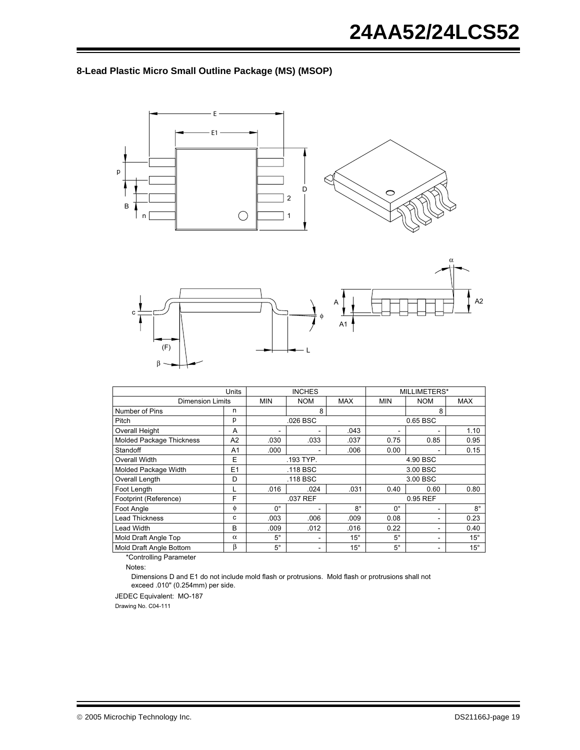### 8-Lead Plastic Micro Small Outline Package (MS) (MSOP)

| Units | | INCHES | | | MILLIMETERS* | | |
|---|---|---|---|---|---|---|---|
| Dimension Limits | | MIN | NOM | MAX | MIN | NOM | MAX |
| Number of Pins | n | | 8 | | | 8 | |
| Pitch | p | | .026 BSC | | | 0.65 BSC | |
| Overall Height | A | - | - | .043 | - | - | 1.10 |
| Molded Package Thickness | A2 | .030 | .033 | .037 | 0.75 | 0.85 | 0.95 |
| Standoff | A1 | .000 | - | .006 | 0.00 | - | 0.15 |
| Overall Width | E | | .193 TYP. | | | 4.90 BSC | |
| Molded Package Width | E1 | | .118 BSC | | | 3.00 BSC | |
| Overall Length | D | | .118 BSC | | | 3.00 BSC | |
| Foot Length | L | .016 | .024 | .031 | 0.40 | 0.60 | 0.80 |
| Footprint (Reference) | F | | .037 REF | | | 0.95 REF | |
| Foot Angle | φ | 0° | - | 8° | 0° | - | 8° |
| Lead Thickness | c | .003 | .006 | .009 | 0.08 | - | 0.23 |
| Lead Width | B | .009 | .012 | .016 | 0.22 | - | 0.40 |
| Mold Draft Angle Top | α | 5° | - | 15° | 5° | - | 15° |
| Mold Draft Angle Bottom | β | 5° | - | 15° | 5° | - | 15° |

*Controlling Parameter

Notes:

Dimensions D and E1 do not include mold flash or protrusions. Mold flash or protrusions shall not exceed .010" (0.254mm) per side.

JEDEC Equivalent: MO-187

Drawing No. C04-111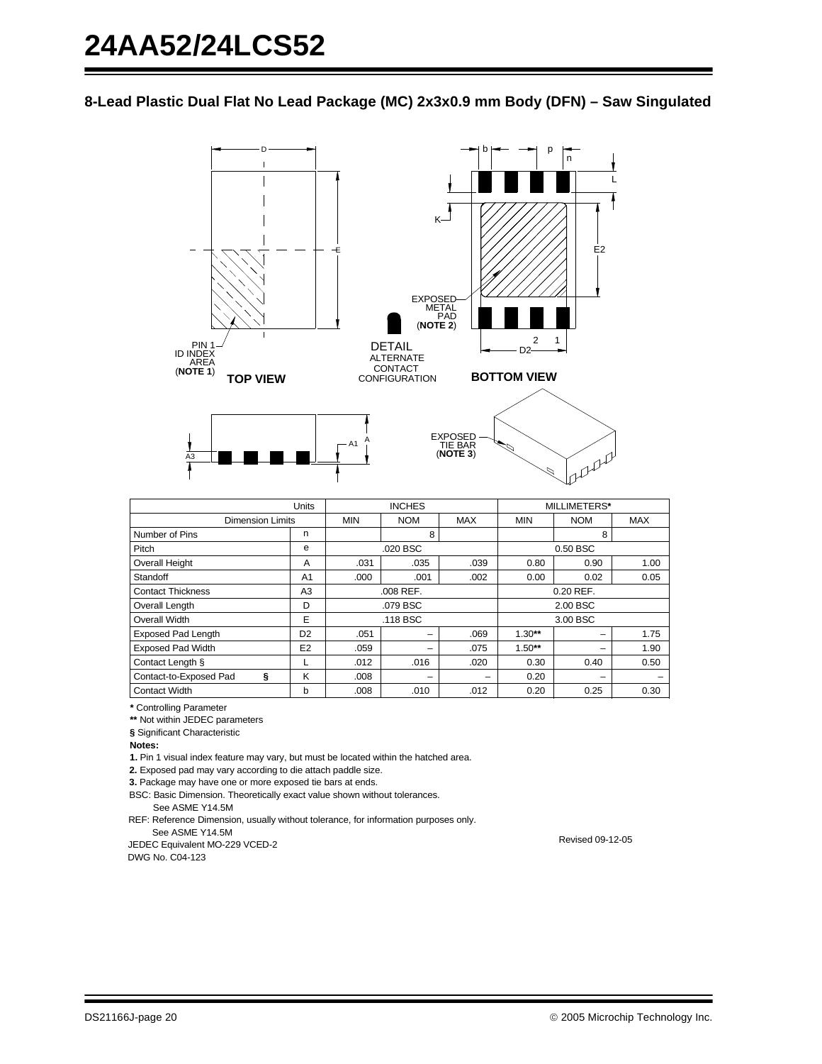## 8-Lead Plastic Dual Flat No Lead Package (MC) 2x3x0.9 mm Body (DFN) – Saw Singulated

| Units | | INCHES | | | MILLIMETERS* | | |
|---|---|---|---|---|---|---|---|
| Dimension Limits | | MIN | NOM | MAX | MIN | NOM | MAX |
| Number of Pins | n | | 8 | | | 8 | |
| Pitch | e | | .020 BSC | | | 0.50 BSC | |
| Overall Height | A | .031 | .035 | .039 | 0.80 | 0.90 | 1.00 |
| Standoff | A1 | .000 | .001 | .002 | 0.00 | 0.02 | 0.05 |
| Contact Thickness | A3 | | .008 REF. | | | 0.20 REF. | |
| Overall Length | D | | .079 BSC | | | 2.00 BSC | |
| Overall Width | E | | .118 BSC | | | 3.00 BSC | |
| Exposed Pad Length | D2 | .051 | – | .069 | 1.30** | – | 1.75 |
| Exposed Pad Width | E2 | .059 | – | .075 | 1.50** | – | 1.90 |
| Contact Length § | L | .012 | .016 | .020 | 0.30 | 0.40 | 0.50 |
| Contact-to-Exposed Pad § | K | .008 | – | – | 0.20 | – | – |
| Contact Width | b | .008 | .010 | .012 | 0.20 | 0.25 | 0.30 |

**\*** Controlling Parameter

**\*\*** Not within JEDEC parameters

**§** Significant Characteristic

**Notes:**

**1.** Pin 1 visual index feature may vary, but must be located within the hatched area.

**2.** Exposed pad may vary according to die attach paddle size.

**3.** Package may have one or more exposed tie bars at ends.

BSC: Basic Dimension. Theoretically exact value shown without tolerances.
See ASME Y14.5M

REF: Reference Dimension, usually without tolerance, for information purposes only.
See ASME Y14.5M

JEDEC Equivalent MO-229 VCED-2

DWG No. C04-123

Revised 09-12-05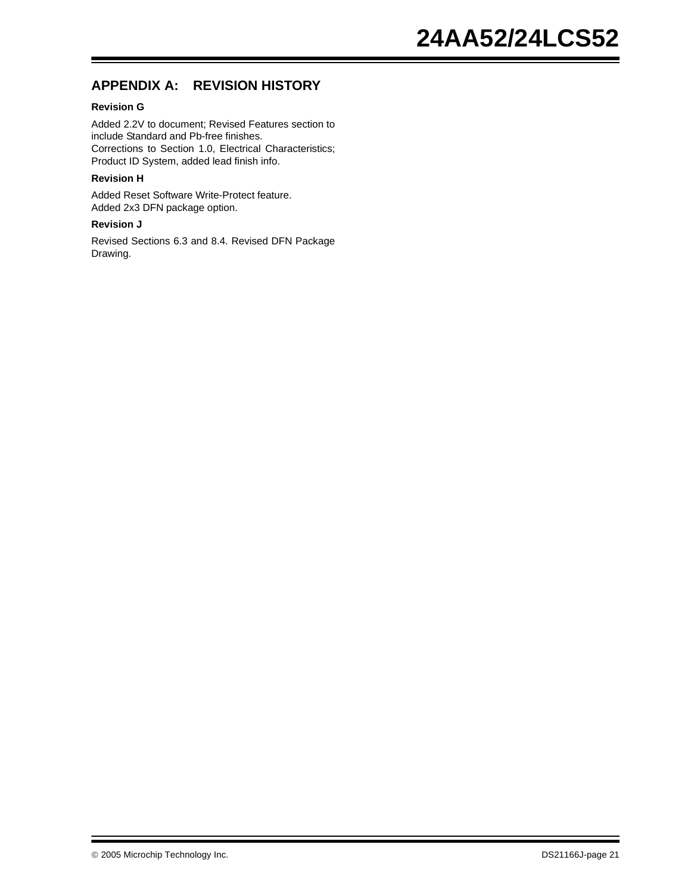## APPENDIX A: REVISION HISTORY

### Revision G

Added 2.2V to document; Revised Features section to include Standard and Pb-free finishes.
Corrections to Section 1.0, Electrical Characteristics; Product ID System, added lead finish info.

### Revision H

Added Reset Software Write-Protect feature.
Added 2x3 DFN package option.

### Revision J

Revised Sections 6.3 and 8.4. Revised DFN Package Drawing.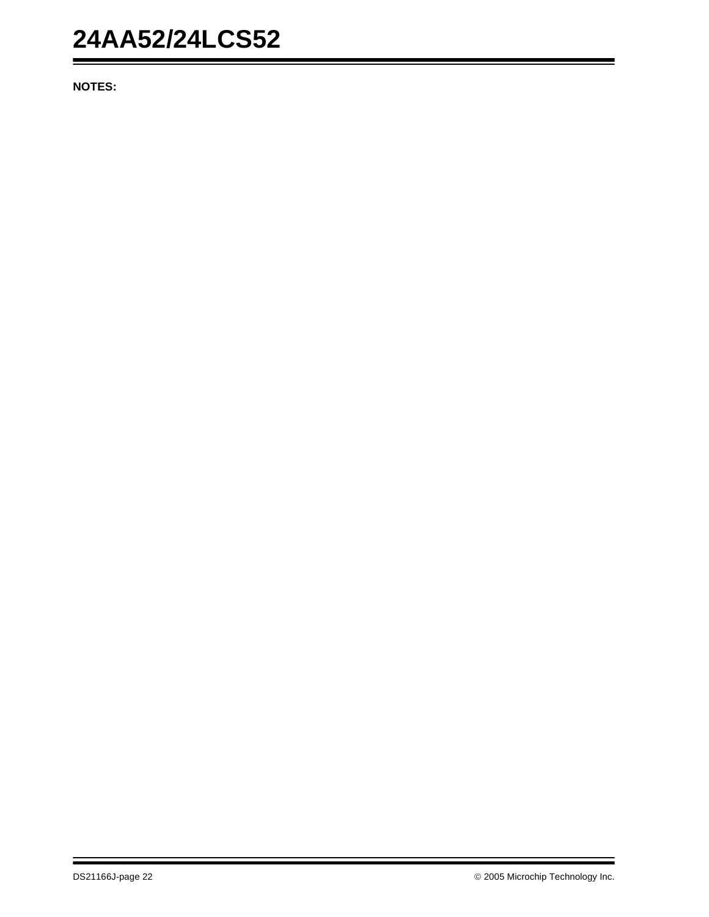**NOTES:**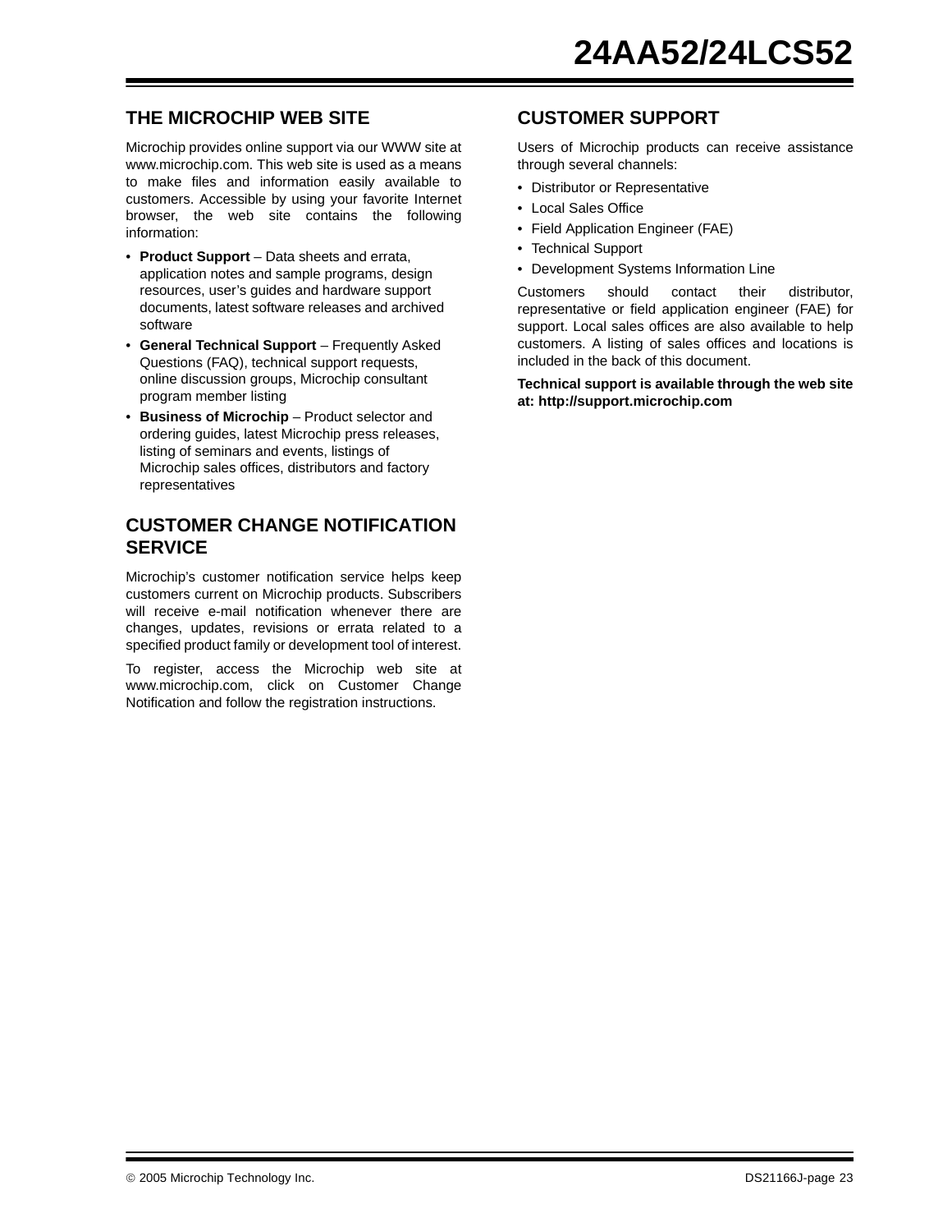## THE MICROCHIP WEB SITE

Microchip provides online support via our WWW site at www.microchip.com. This web site is used as a means to make files and information easily available to customers. Accessible by using your favorite Internet browser, the web site contains the following information:

- **Product Support** – Data sheets and errata, application notes and sample programs, design resources, user's guides and hardware support documents, latest software releases and archived software
- **General Technical Support** – Frequently Asked Questions (FAQ), technical support requests, online discussion groups, Microchip consultant program member listing
- **Business of Microchip** – Product selector and ordering guides, latest Microchip press releases, listing of seminars and events, listings of Microchip sales offices, distributors and factory representatives

## CUSTOMER CHANGE NOTIFICATION SERVICE

Microchip's customer notification service helps keep customers current on Microchip products. Subscribers will receive e-mail notification whenever there are changes, updates, revisions or errata related to a specified product family or development tool of interest.

To register, access the Microchip web site at www.microchip.com, click on Customer Change Notification and follow the registration instructions.

## CUSTOMER SUPPORT

Users of Microchip products can receive assistance through several channels:

- Distributor or Representative
- Local Sales Office
- Field Application Engineer (FAE)
- Technical Support
- Development Systems Information Line

Customers should contact their distributor, representative or field application engineer (FAE) for support. Local sales offices are also available to help customers. A listing of sales offices and locations is included in the back of this document.

**Technical support is available through the web site at: http://support.microchip.com**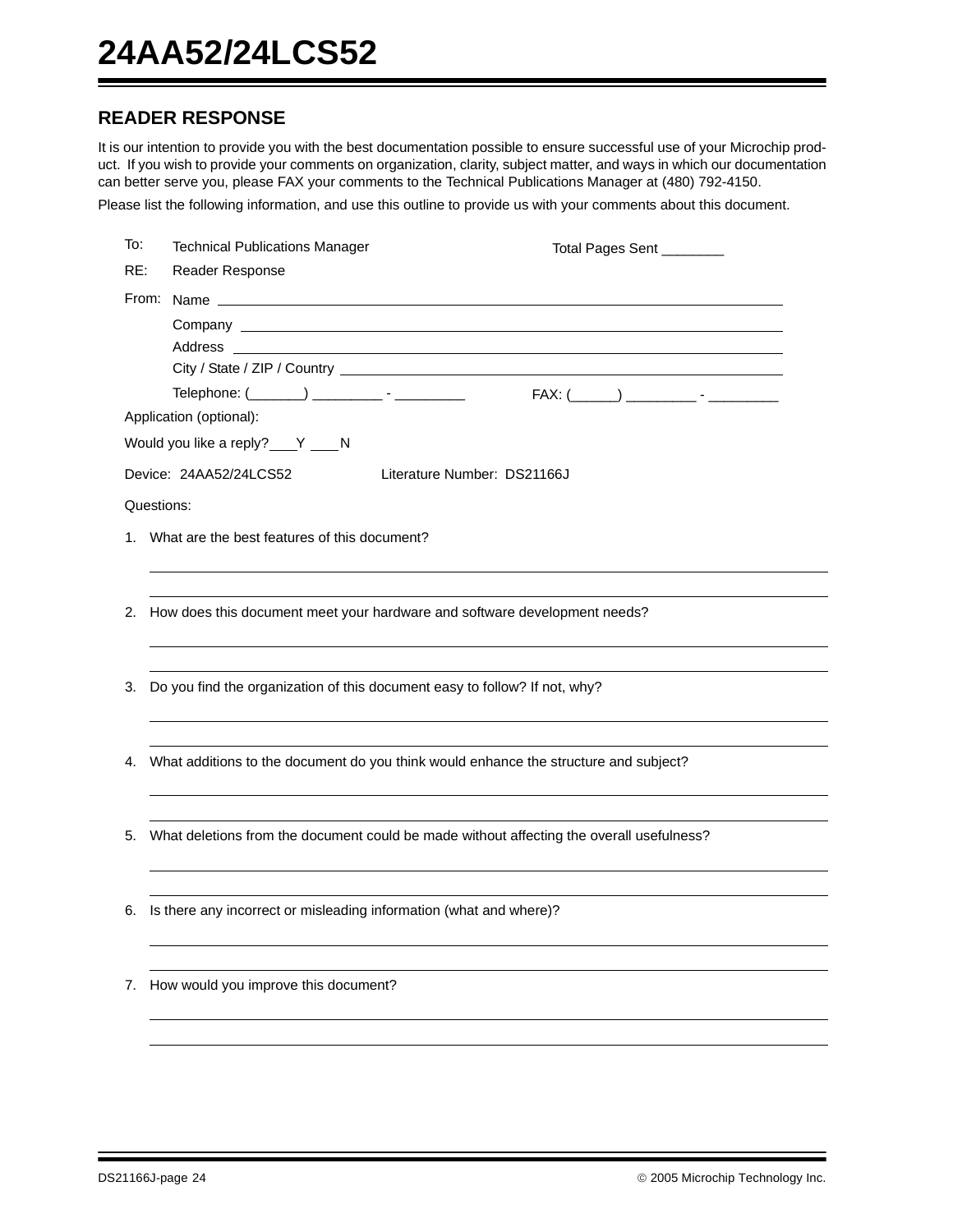## READER RESPONSE

It is our intention to provide you with the best documentation possible to ensure successful use of your Microchip product. If you wish to provide your comments on organization, clarity, subject matter, and ways in which our documentation can better serve you, please FAX your comments to the Technical Publications Manager at (480) 792-4150.

Please list the following information, and use this outline to provide us with your comments about this document.

To: Technical Publications Manager　　　　Total Pages Sent ________

RE: Reader Response

From: Name ______________________________

Company ______________________________

Address ______________________________

City / State / ZIP / Country ______________________________

Telephone: (_______) _________ - _________　　　FAX: (______) _________ - _________

Application (optional):

Would you like a reply? ___Y ___N

Device: 24AA52/24LCS52　　　Literature Number: DS21166J

Questions:

1. What are the best features of this document?

2. How does this document meet your hardware and software development needs?

3. Do you find the organization of this document easy to follow? If not, why?

4. What additions to the document do you think would enhance the structure and subject?

5. What deletions from the document could be made without affecting the overall usefulness?

6. Is there any incorrect or misleading information (what and where)?

7. How would you improve this document?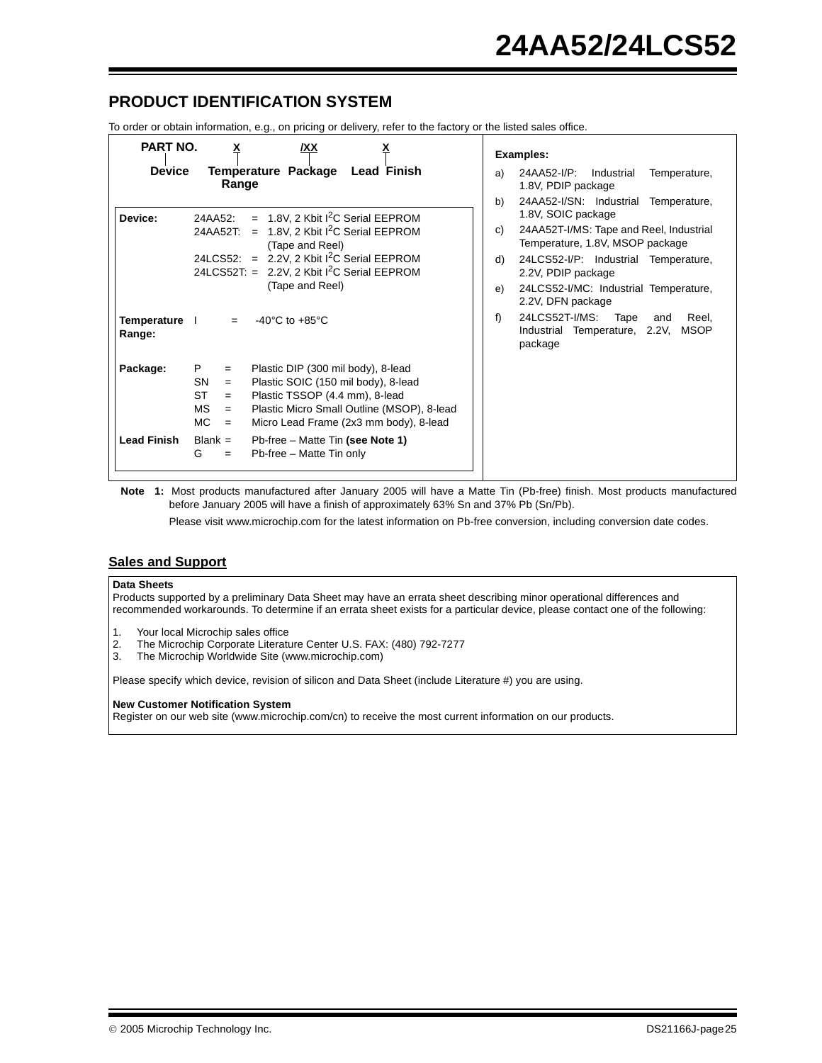## PRODUCT IDENTIFICATION SYSTEM

To order or obtain information, e.g., on pricing or delivery, refer to the factory or the listed sales office.

```
PART NO.        X            /XX          X
   |            |             |           |
 Device    Temperature    Package    Lead Finish
              Range
```

| | |
|---|---|
| **Device:** | 24AA52: = 1.8V, 2 Kbit I$^2$C Serial EEPROM<br>24AA52T: = 1.8V, 2 Kbit I$^2$C Serial EEPROM (Tape and Reel)<br>24LCS52: = 2.2V, 2 Kbit I$^2$C Serial EEPROM<br>24LCS52T: = 2.2V, 2 Kbit I$^2$C Serial EEPROM (Tape and Reel) |
| **Temperature Range:** | I = -40°C to +85°C |
| **Package:** | P = Plastic DIP (300 mil body), 8-lead<br>SN = Plastic SOIC (150 mil body), 8-lead<br>ST = Plastic TSSOP (4.4 mm), 8-lead<br>MS = Plastic Micro Small Outline (MSOP), 8-lead<br>MC = Micro Lead Frame (2x3 mm body), 8-lead |
| **Lead Finish** | Blank = Pb-free – Matte Tin **(see Note 1)**<br>G = Pb-free – Matte Tin only |

**Examples:**

a) 24AA52-I/P: Industrial Temperature, 1.8V, PDIP package

b) 24AA52-I/SN: Industrial Temperature, 1.8V, SOIC package

c) 24AA52T-I/MS: Tape and Reel, Industrial Temperature, 1.8V, MSOP package

d) 24LCS52-I/P: Industrial Temperature, 2.2V, PDIP package

e) 24LCS52-I/MC: Industrial Temperature, 2.2V, DFN package

f) 24LCS52T-I/MS: Tape and Reel, Industrial Temperature, 2.2V, MSOP package

**Note 1:** Most products manufactured after January 2005 will have a Matte Tin (Pb-free) finish. Most products manufactured before January 2005 will have a finish of approximately 63% Sn and 37% Pb (Sn/Pb).

Please visit www.microchip.com for the latest information on Pb-free conversion, including conversion date codes.

## Sales and Support

**Data Sheets**
Products supported by a preliminary Data Sheet may have an errata sheet describing minor operational differences and recommended workarounds. To determine if an errata sheet exists for a particular device, please contact one of the following:

1. Your local Microchip sales office
2. The Microchip Corporate Literature Center U.S. FAX: (480) 792-7277
3. The Microchip Worldwide Site (www.microchip.com)

Please specify which device, revision of silicon and Data Sheet (include Literature #) you are using.

**New Customer Notification System**
Register on our web site (www.microchip.com/cn) to receive the most current information on our products.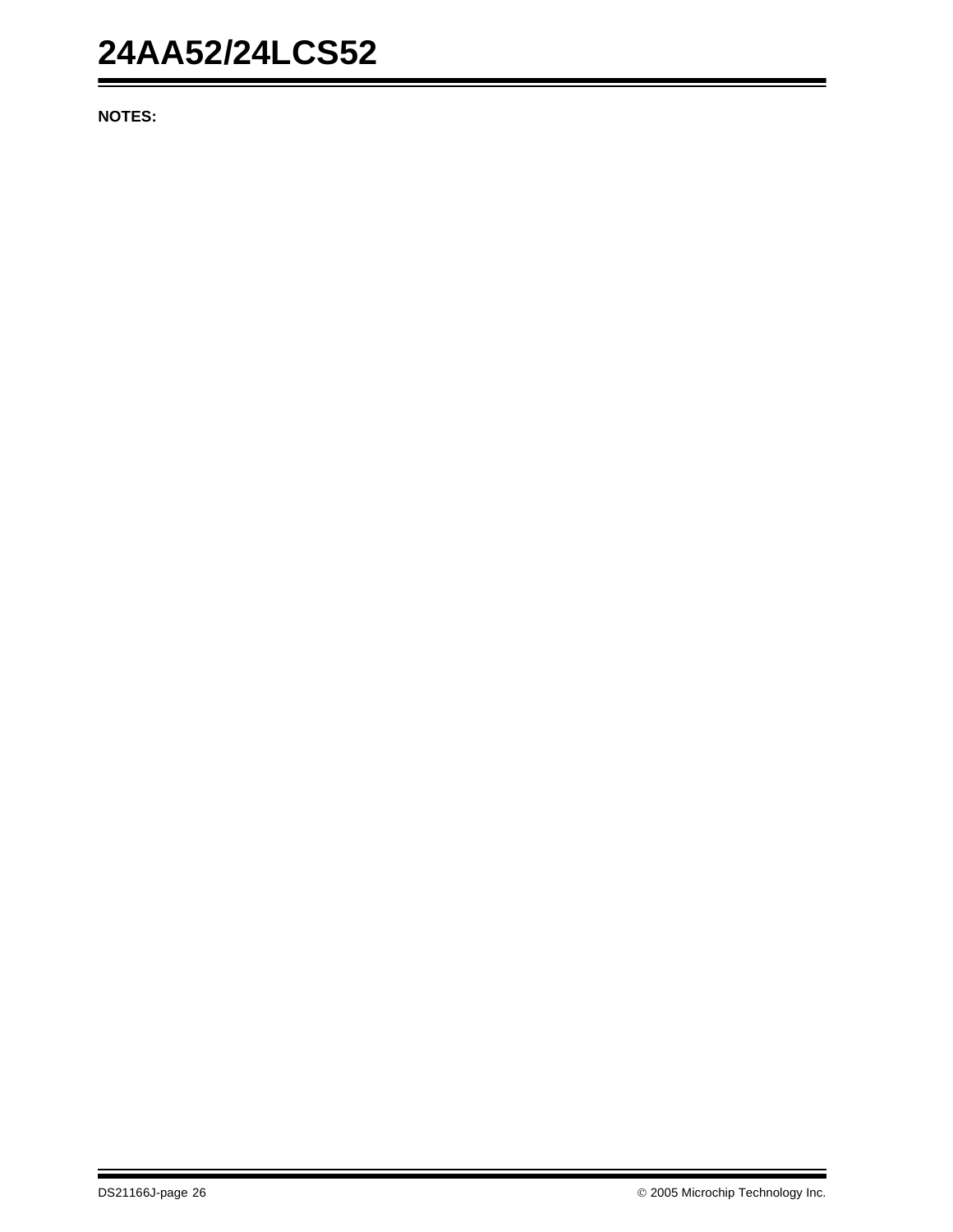**NOTES:**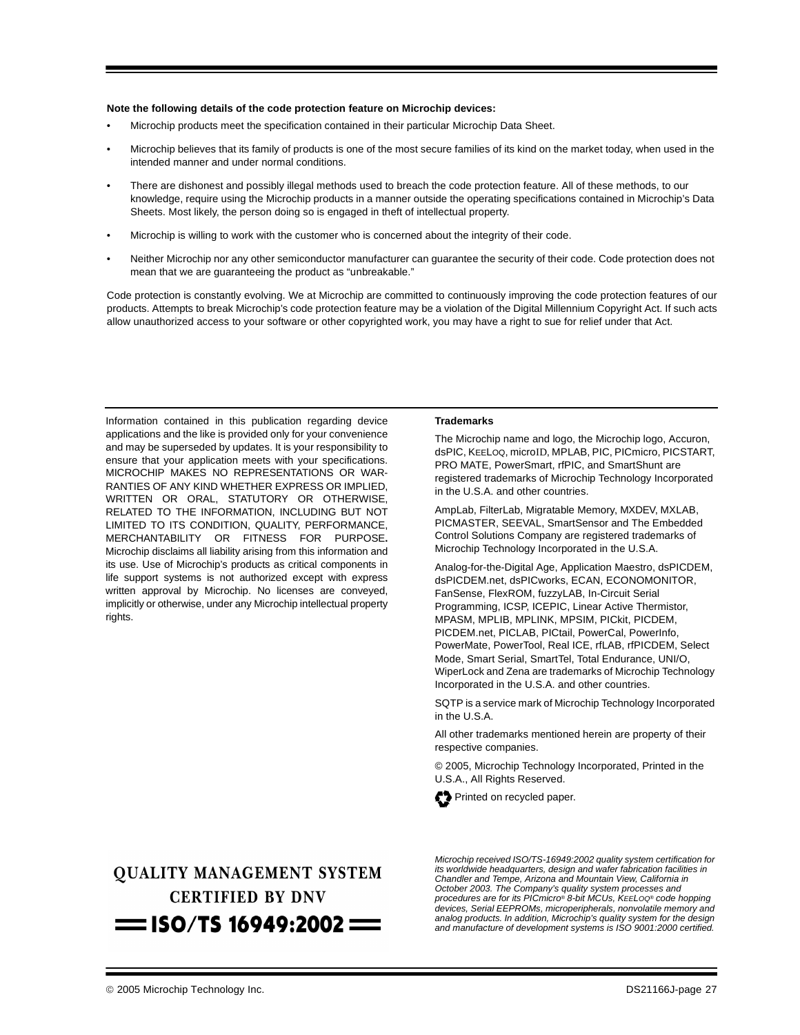**Note the following details of the code protection feature on Microchip devices:**

- Microchip products meet the specification contained in their particular Microchip Data Sheet.
- Microchip believes that its family of products is one of the most secure families of its kind on the market today, when used in the intended manner and under normal conditions.
- There are dishonest and possibly illegal methods used to breach the code protection feature. All of these methods, to our knowledge, require using the Microchip products in a manner outside the operating specifications contained in Microchip's Data Sheets. Most likely, the person doing so is engaged in theft of intellectual property.
- Microchip is willing to work with the customer who is concerned about the integrity of their code.
- Neither Microchip nor any other semiconductor manufacturer can guarantee the security of their code. Code protection does not mean that we are guaranteeing the product as "unbreakable."

Code protection is constantly evolving. We at Microchip are committed to continuously improving the code protection features of our products. Attempts to break Microchip's code protection feature may be a violation of the Digital Millennium Copyright Act. If such acts allow unauthorized access to your software or other copyrighted work, you may have a right to sue for relief under that Act.

Information contained in this publication regarding device applications and the like is provided only for your convenience and may be superseded by updates. It is your responsibility to ensure that your application meets with your specifications. MICROCHIP MAKES NO REPRESENTATIONS OR WARRANTIES OF ANY KIND WHETHER EXPRESS OR IMPLIED, WRITTEN OR ORAL, STATUTORY OR OTHERWISE, RELATED TO THE INFORMATION, INCLUDING BUT NOT LIMITED TO ITS CONDITION, QUALITY, PERFORMANCE, MERCHANTABILITY OR FITNESS FOR PURPOSE**.** Microchip disclaims all liability arising from this information and its use. Use of Microchip's products as critical components in life support systems is not authorized except with express written approval by Microchip. No licenses are conveyed, implicitly or otherwise, under any Microchip intellectual property rights.

**Trademarks**

The Microchip name and logo, the Microchip logo, Accuron, dsPIC, KEELOQ, microID, MPLAB, PIC, PICmicro, PICSTART, PRO MATE, PowerSmart, rfPIC, and SmartShunt are registered trademarks of Microchip Technology Incorporated in the U.S.A. and other countries.

AmpLab, FilterLab, Migratable Memory, MXDEV, MXLAB, PICMASTER, SEEVAL, SmartSensor and The Embedded Control Solutions Company are registered trademarks of Microchip Technology Incorporated in the U.S.A.

Analog-for-the-Digital Age, Application Maestro, dsPICDEM, dsPICDEM.net, dsPICworks, ECAN, ECONOMONITOR, FanSense, FlexROM, fuzzyLAB, In-Circuit Serial Programming, ICSP, ICEPIC, Linear Active Thermistor, MPASM, MPLIB, MPLINK, MPSIM, PICkit, PICDEM, PICDEM.net, PICLAB, PICtail, PowerCal, PowerInfo, PowerMate, PowerTool, Real ICE, rfLAB, rfPICDEM, Select Mode, Smart Serial, SmartTel, Total Endurance, UNI/O, WiperLock and Zena are trademarks of Microchip Technology Incorporated in the U.S.A. and other countries.

SQTP is a service mark of Microchip Technology Incorporated in the U.S.A.

All other trademarks mentioned herein are property of their respective companies.

© 2005, Microchip Technology Incorporated, Printed in the U.S.A., All Rights Reserved.

Printed on recycled paper.

QUALITY MANAGEMENT SYSTEM
CERTIFIED BY DNV
ISO/TS 16949:2002

*Microchip received ISO/TS-16949:2002 quality system certification for its worldwide headquarters, design and wafer fabrication facilities in Chandler and Tempe, Arizona and Mountain View, California in October 2003. The Company's quality system processes and procedures are for its PICmicro® 8-bit MCUs, KEELOQ® code hopping devices, Serial EEPROMs, microperipherals, nonvolatile memory and analog products. In addition, Microchip's quality system for the design and manufacture of development systems is ISO 9001:2000 certified.*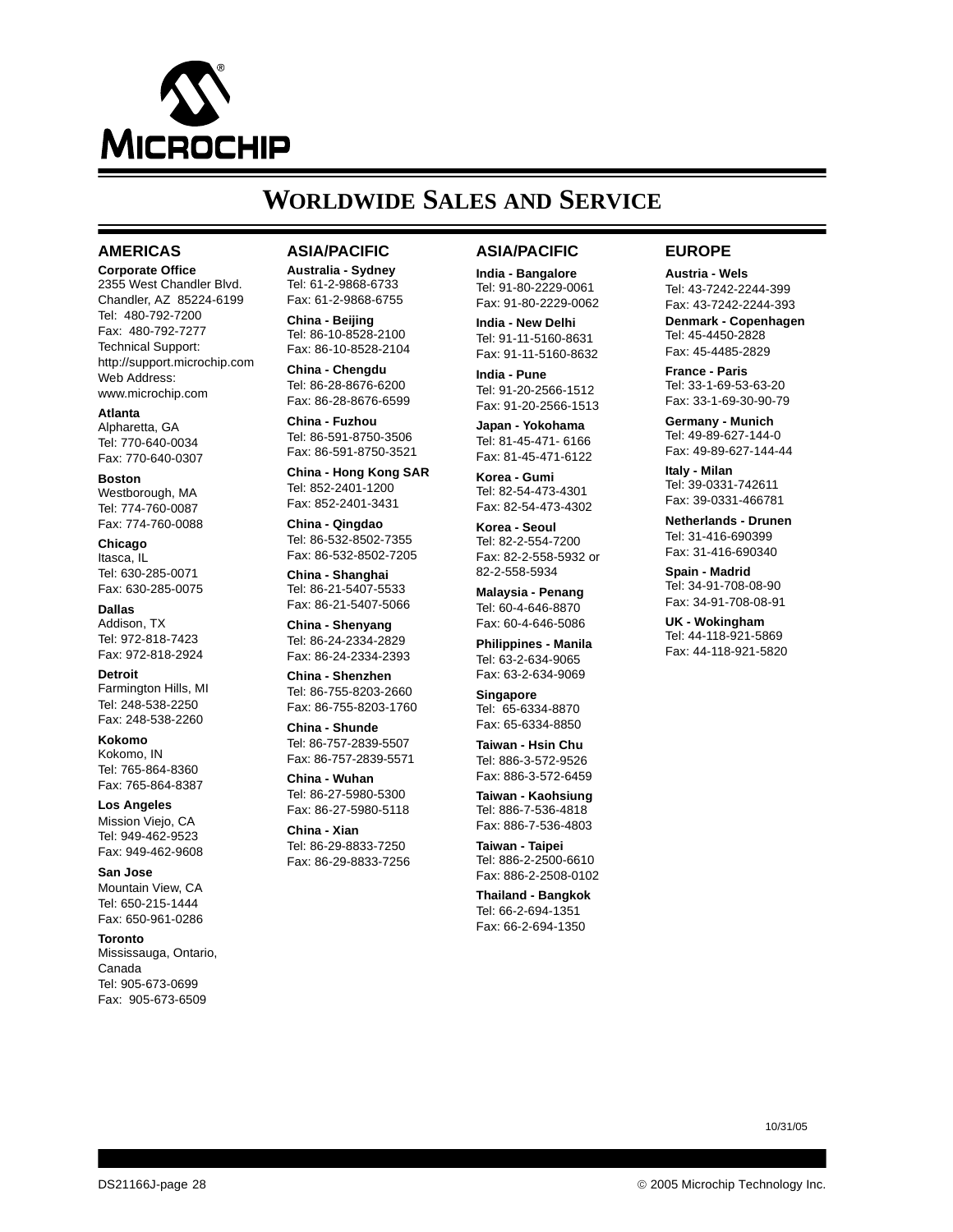# Worldwide Sales and Service

## AMERICAS

**Corporate Office**
2355 West Chandler Blvd.
Chandler, AZ 85224-6199
Tel: 480-792-7200
Fax: 480-792-7277
Technical Support:
http://support.microchip.com
Web Address:
www.microchip.com

**Atlanta**
Alpharetta, GA
Tel: 770-640-0034
Fax: 770-640-0307

**Boston**
Westborough, MA
Tel: 774-760-0087
Fax: 774-760-0088

**Chicago**
Itasca, IL
Tel: 630-285-0071
Fax: 630-285-0075

**Dallas**
Addison, TX
Tel: 972-818-7423
Fax: 972-818-2924

**Detroit**
Farmington Hills, MI
Tel: 248-538-2250
Fax: 248-538-2260

**Kokomo**
Kokomo, IN
Tel: 765-864-8360
Fax: 765-864-8387

**Los Angeles**
Mission Viejo, CA
Tel: 949-462-9523
Fax: 949-462-9608

**San Jose**
Mountain View, CA
Tel: 650-215-1444
Fax: 650-961-0286

**Toronto**
Mississauga, Ontario, Canada
Tel: 905-673-0699
Fax: 905-673-6509

## ASIA/PACIFIC

**Australia - Sydney**
Tel: 61-2-9868-6733
Fax: 61-2-9868-6755

**China - Beijing**
Tel: 86-10-8528-2100
Fax: 86-10-8528-2104

**China - Chengdu**
Tel: 86-28-8676-6200
Fax: 86-28-8676-6599

**China - Fuzhou**
Tel: 86-591-8750-3506
Fax: 86-591-8750-3521

**China - Hong Kong SAR**
Tel: 852-2401-1200
Fax: 852-2401-3431

**China - Qingdao**
Tel: 86-532-8502-7355
Fax: 86-532-8502-7205

**China - Shanghai**
Tel: 86-21-5407-5533
Fax: 86-21-5407-5066

**China - Shenyang**
Tel: 86-24-2334-2829
Fax: 86-24-2334-2393

**China - Shenzhen**
Tel: 86-755-8203-2660
Fax: 86-755-8203-1760

**China - Shunde**
Tel: 86-757-2839-5507
Fax: 86-757-2839-5571

**China - Wuhan**
Tel: 86-27-5980-5300
Fax: 86-27-5980-5118

**China - Xian**
Tel: 86-29-8833-7250
Fax: 86-29-8833-7256

## ASIA/PACIFIC

**India - Bangalore**
Tel: 91-80-2229-0061
Fax: 91-80-2229-0062

**India - New Delhi**
Tel: 91-11-5160-8631
Fax: 91-11-5160-8632

**India - Pune**
Tel: 91-20-2566-1512
Fax: 91-20-2566-1513

**Japan - Yokohama**
Tel: 81-45-471- 6166
Fax: 81-45-471-6122

**Korea - Gumi**
Tel: 82-54-473-4301
Fax: 82-54-473-4302

**Korea - Seoul**
Tel: 82-2-554-7200
Fax: 82-2-558-5932 or 82-2-558-5934

**Malaysia - Penang**
Tel: 60-4-646-8870
Fax: 60-4-646-5086

**Philippines - Manila**
Tel: 63-2-634-9065
Fax: 63-2-634-9069

**Singapore**
Tel: 65-6334-8870
Fax: 65-6334-8850

**Taiwan - Hsin Chu**
Tel: 886-3-572-9526
Fax: 886-3-572-6459

**Taiwan - Kaohsiung**
Tel: 886-7-536-4818
Fax: 886-7-536-4803

**Taiwan - Taipei**
Tel: 886-2-2500-6610
Fax: 886-2-2508-0102

**Thailand - Bangkok**
Tel: 66-2-694-1351
Fax: 66-2-694-1350

## EUROPE

**Austria - Wels**
Tel: 43-7242-2244-399
Fax: 43-7242-2244-393

**Denmark - Copenhagen**
Tel: 45-4450-2828
Fax: 45-4485-2829

**France - Paris**
Tel: 33-1-69-53-63-20
Fax: 33-1-69-30-90-79

**Germany - Munich**
Tel: 49-89-627-144-0
Fax: 49-89-627-144-44

**Italy - Milan**
Tel: 39-0331-742611
Fax: 39-0331-466781

**Netherlands - Drunen**
Tel: 31-416-690399
Fax: 31-416-690340

**Spain - Madrid**
Tel: 34-91-708-08-90
Fax: 34-91-708-08-91

**UK - Wokingham**
Tel: 44-118-921-5869
Fax: 44-118-921-5820

10/31/05